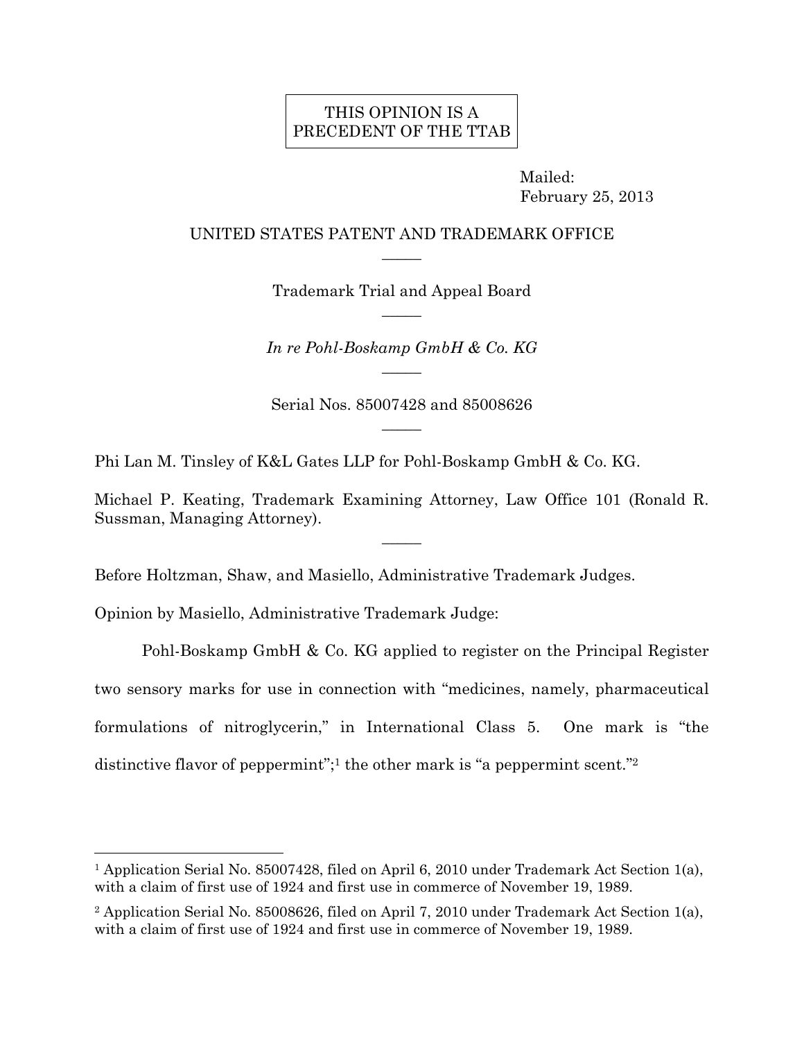THIS OPINION IS A PRECEDENT OF THE TTAB

Mailed: February 25, 2013

UNITED STATES PATENT AND TRADEMARK OFFICE

\_\_\_\_\_

Trademark Trial and Appeal Board

\_\_\_\_\_

*In re Pohl-Boskamp GmbH & Co. KG*

\_\_\_\_\_

Serial Nos. 85007428 and 85008626

\_\_\_\_\_

Phi Lan M. Tinsley of K&L Gates LLP for Pohl-Boskamp GmbH & Co. KG.

Michael P. Keating, Trademark Examining Attorney, Law Office 101 (Ronald R. Sussman, Managing Attorney).

\_\_\_\_\_

Before Holtzman, Shaw, and Masiello, Administrative Trademark Judges.

Opinion by Masiello, Administrative Trademark Judge:

Pohl-Boskamp GmbH & Co. KG applied to register on the Principal Register two sensory marks for use in connection with "medicines, namely, pharmaceutical formulations of nitroglycerin," in International Class 5. One mark is "the distinctive flavor of peppermint";[1] the other mark is "a peppermint scent."[2]

---

[1] Application Serial No. 85007428, filed on April 6, 2010 under Trademark Act Section 1(a), with a claim of first use of 1924 and first use in commerce of November 19, 1989.

[2] Application Serial No. 85008626, filed on April 7, 2010 under Trademark Act Section 1(a), with a claim of first use of 1924 and first use in commerce of November 19, 1989.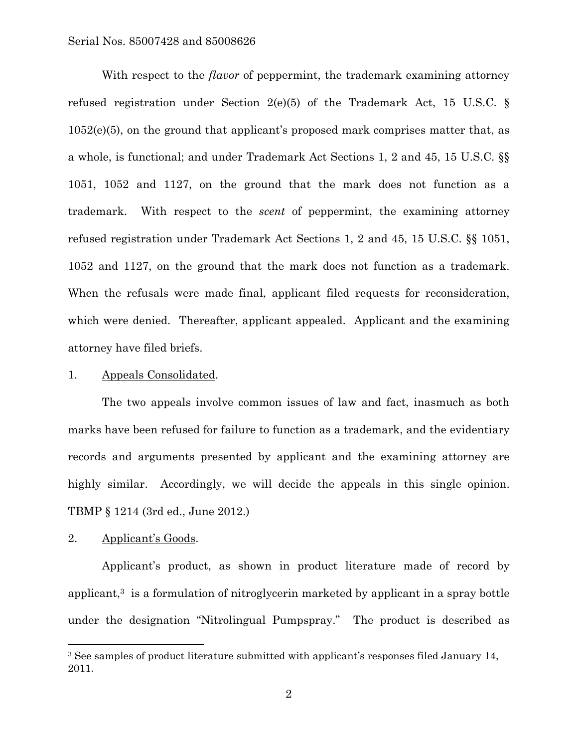With respect to the *flavor* of peppermint, the trademark examining attorney refused registration under Section 2(e)(5) of the Trademark Act, 15 U.S.C. § 1052(e)(5), on the ground that applicant's proposed mark comprises matter that, as a whole, is functional; and under Trademark Act Sections 1, 2 and 45, 15 U.S.C. §§ 1051, 1052 and 1127, on the ground that the mark does not function as a trademark. With respect to the *scent* of peppermint, the examining attorney refused registration under Trademark Act Sections 1, 2 and 45, 15 U.S.C. §§ 1051, 1052 and 1127, on the ground that the mark does not function as a trademark. When the refusals were made final, applicant filed requests for reconsideration, which were denied. Thereafter, applicant appealed. Applicant and the examining attorney have filed briefs.

1. Appeals Consolidated.

The two appeals involve common issues of law and fact, inasmuch as both marks have been refused for failure to function as a trademark, and the evidentiary records and arguments presented by applicant and the examining attorney are highly similar. Accordingly, we will decide the appeals in this single opinion. TBMP § 1214 (3rd ed., June 2012.)

2. Applicant's Goods.

Applicant's product, as shown in product literature made of record by applicant,[3] is a formulation of nitroglycerin marketed by applicant in a spray bottle under the designation "Nitrolingual Pumpspray." The product is described as

[3] See samples of product literature submitted with applicant's responses filed January 14, 2011.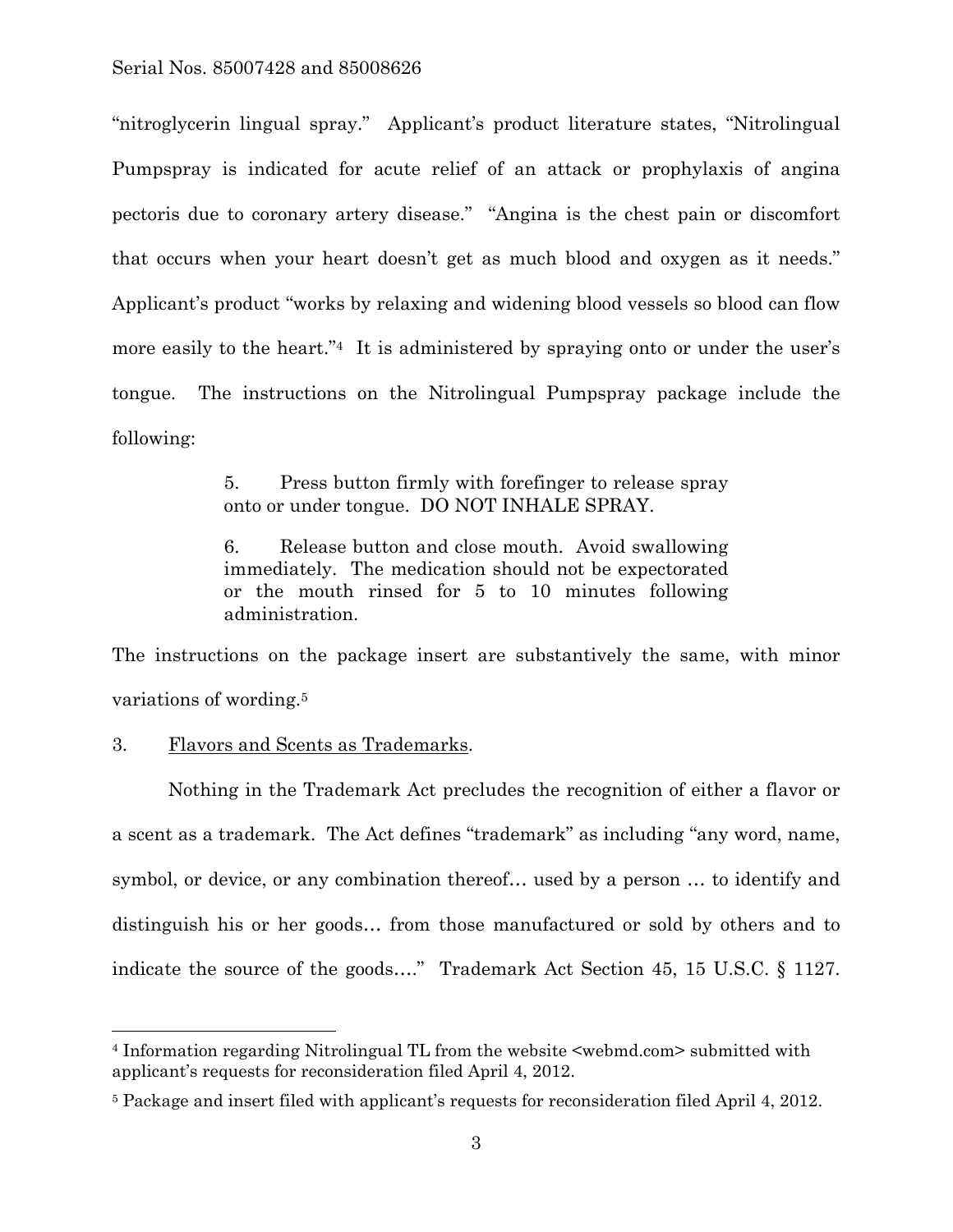"nitroglycerin lingual spray." Applicant's product literature states, "Nitrolingual Pumpspray is indicated for acute relief of an attack or prophylaxis of angina pectoris due to coronary artery disease." "Angina is the chest pain or discomfort that occurs when your heart doesn't get as much blood and oxygen as it needs." Applicant's product "works by relaxing and widening blood vessels so blood can flow more easily to the heart."[4] It is administered by spraying onto or under the user's tongue. The instructions on the Nitrolingual Pumpspray package include the following:

> 5. Press button firmly with forefinger to release spray onto or under tongue. DO NOT INHALE SPRAY.
>
> 6. Release button and close mouth. Avoid swallowing immediately. The medication should not be expectorated or the mouth rinsed for 5 to 10 minutes following administration.

The instructions on the package insert are substantively the same, with minor variations of wording.[5]

3. Flavors and Scents as Trademarks.

Nothing in the Trademark Act precludes the recognition of either a flavor or a scent as a trademark. The Act defines "trademark" as including "any word, name, symbol, or device, or any combination thereof… used by a person … to identify and distinguish his or her goods… from those manufactured or sold by others and to indicate the source of the goods…." Trademark Act Section 45, 15 U.S.C. § 1127.

---

[4] Information regarding Nitrolingual TL from the website <webmd.com> submitted with applicant's requests for reconsideration filed April 4, 2012.

[5] Package and insert filed with applicant's requests for reconsideration filed April 4, 2012.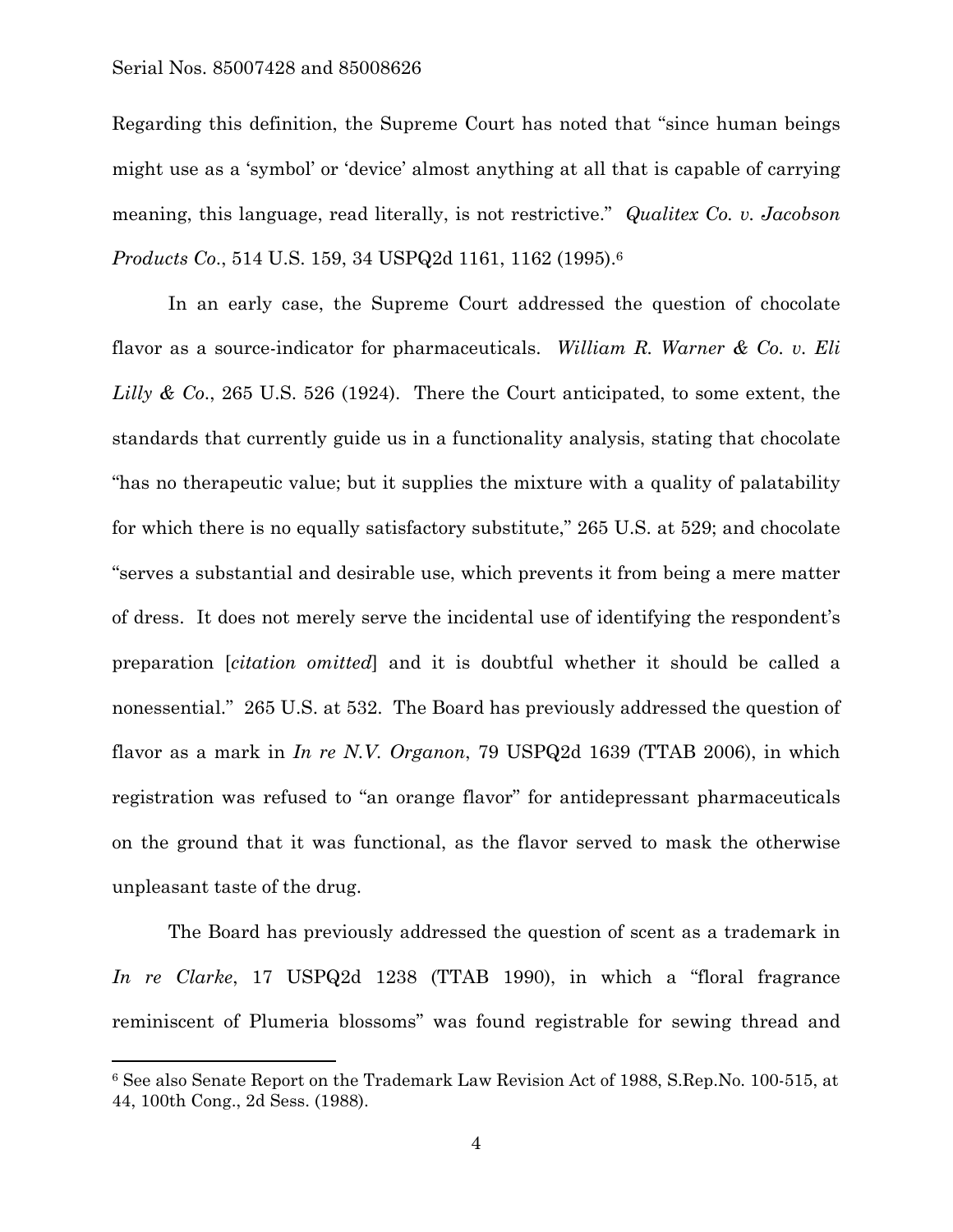Regarding this definition, the Supreme Court has noted that "since human beings might use as a 'symbol' or 'device' almost anything at all that is capable of carrying meaning, this language, read literally, is not restrictive." *Qualitex Co. v. Jacobson Products Co.*, 514 U.S. 159, 34 USPQ2d 1161, 1162 (1995).[6]

In an early case, the Supreme Court addressed the question of chocolate flavor as a source-indicator for pharmaceuticals. *William R. Warner & Co. v. Eli Lilly & Co.*, 265 U.S. 526 (1924). There the Court anticipated, to some extent, the standards that currently guide us in a functionality analysis, stating that chocolate "has no therapeutic value; but it supplies the mixture with a quality of palatability for which there is no equally satisfactory substitute," 265 U.S. at 529; and chocolate "serves a substantial and desirable use, which prevents it from being a mere matter of dress. It does not merely serve the incidental use of identifying the respondent's preparation [*citation omitted*] and it is doubtful whether it should be called a nonessential." 265 U.S. at 532. The Board has previously addressed the question of flavor as a mark in *In re N.V. Organon*, 79 USPQ2d 1639 (TTAB 2006), in which registration was refused to "an orange flavor" for antidepressant pharmaceuticals on the ground that it was functional, as the flavor served to mask the otherwise unpleasant taste of the drug.

The Board has previously addressed the question of scent as a trademark in *In re Clarke*, 17 USPQ2d 1238 (TTAB 1990), in which a "floral fragrance reminiscent of Plumeria blossoms" was found registrable for sewing thread and

---

[6] See also Senate Report on the Trademark Law Revision Act of 1988, S.Rep.No. 100-515, at 44, 100th Cong., 2d Sess. (1988).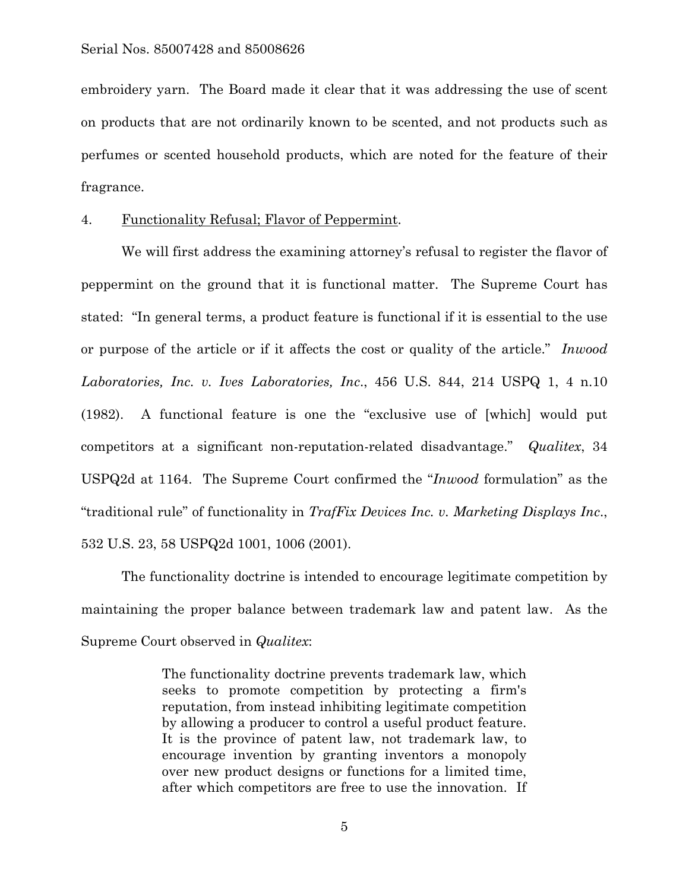embroidery yarn. The Board made it clear that it was addressing the use of scent on products that are not ordinarily known to be scented, and not products such as perfumes or scented household products, which are noted for the feature of their fragrance.

4. Functionality Refusal; Flavor of Peppermint.

We will first address the examining attorney's refusal to register the flavor of peppermint on the ground that it is functional matter. The Supreme Court has stated: "In general terms, a product feature is functional if it is essential to the use or purpose of the article or if it affects the cost or quality of the article." *Inwood Laboratories, Inc. v. Ives Laboratories, Inc*., 456 U.S. 844, 214 USPQ 1, 4 n.10 (1982). A functional feature is one the "exclusive use of [which] would put competitors at a significant non-reputation-related disadvantage." *Qualitex*, 34 USPQ2d at 1164. The Supreme Court confirmed the "*Inwood* formulation" as the "traditional rule" of functionality in *TrafFix Devices Inc. v. Marketing Displays Inc*., 532 U.S. 23, 58 USPQ2d 1001, 1006 (2001).

The functionality doctrine is intended to encourage legitimate competition by maintaining the proper balance between trademark law and patent law. As the Supreme Court observed in *Qualitex*:

> The functionality doctrine prevents trademark law, which seeks to promote competition by protecting a firm's reputation, from instead inhibiting legitimate competition by allowing a producer to control a useful product feature. It is the province of patent law, not trademark law, to encourage invention by granting inventors a monopoly over new product designs or functions for a limited time, after which competitors are free to use the innovation. If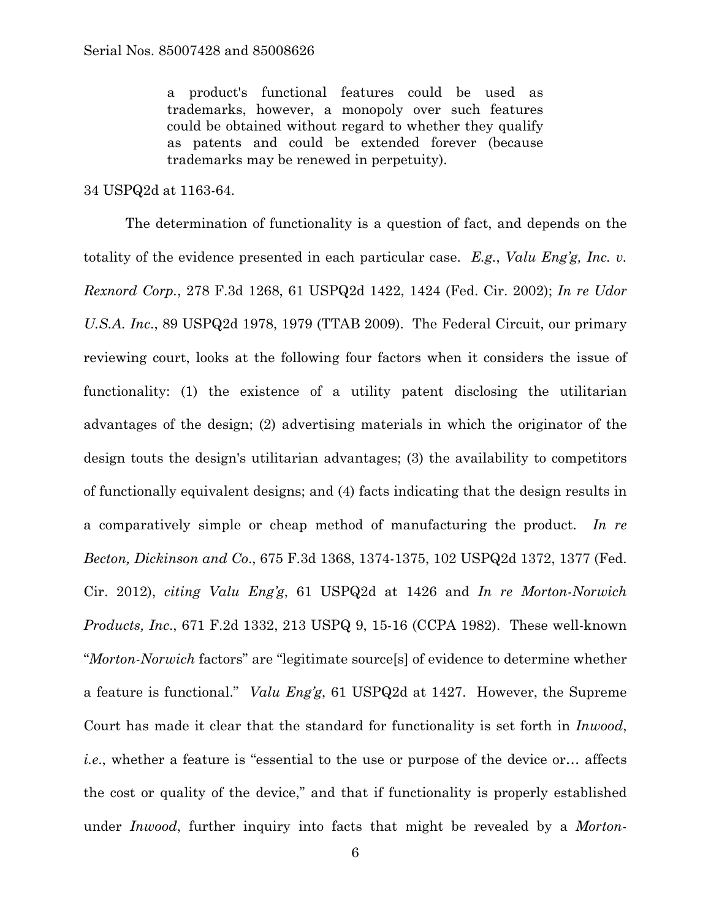> a product's functional features could be used as trademarks, however, a monopoly over such features could be obtained without regard to whether they qualify as patents and could be extended forever (because trademarks may be renewed in perpetuity).

34 USPQ2d at 1163-64.

The determination of functionality is a question of fact, and depends on the totality of the evidence presented in each particular case. *E.g.*, *Valu Eng'g, Inc. v. Rexnord Corp.*, 278 F.3d 1268, 61 USPQ2d 1422, 1424 (Fed. Cir. 2002); *In re Udor U.S.A. Inc.*, 89 USPQ2d 1978, 1979 (TTAB 2009). The Federal Circuit, our primary reviewing court, looks at the following four factors when it considers the issue of functionality: (1) the existence of a utility patent disclosing the utilitarian advantages of the design; (2) advertising materials in which the originator of the design touts the design's utilitarian advantages; (3) the availability to competitors of functionally equivalent designs; and (4) facts indicating that the design results in a comparatively simple or cheap method of manufacturing the product. *In re Becton, Dickinson and Co.*, 675 F.3d 1368, 1374-1375, 102 USPQ2d 1372, 1377 (Fed. Cir. 2012), *citing Valu Eng'g*, 61 USPQ2d at 1426 and *In re Morton-Norwich Products, Inc.*, 671 F.2d 1332, 213 USPQ 9, 15-16 (CCPA 1982). These well-known "*Morton-Norwich* factors" are "legitimate source[s] of evidence to determine whether a feature is functional." *Valu Eng'g*, 61 USPQ2d at 1427. However, the Supreme Court has made it clear that the standard for functionality is set forth in *Inwood*, *i.e.*, whether a feature is "essential to the use or purpose of the device or… affects the cost or quality of the device," and that if functionality is properly established under *Inwood*, further inquiry into facts that might be revealed by a *Morton-*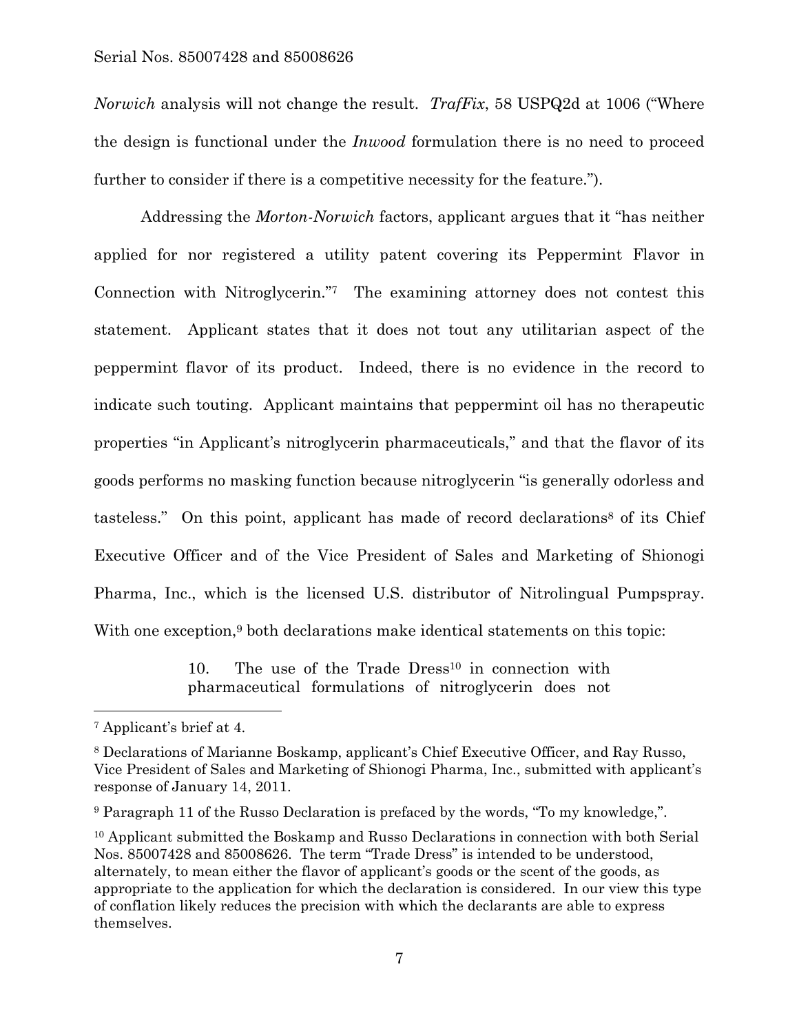*Norwich* analysis will not change the result. *TrafFix*, 58 USPQ2d at 1006 ("Where the design is functional under the *Inwood* formulation there is no need to proceed further to consider if there is a competitive necessity for the feature.").

Addressing the *Morton-Norwich* factors, applicant argues that it "has neither applied for nor registered a utility patent covering its Peppermint Flavor in Connection with Nitroglycerin."[7] The examining attorney does not contest this statement. Applicant states that it does not tout any utilitarian aspect of the peppermint flavor of its product. Indeed, there is no evidence in the record to indicate such touting. Applicant maintains that peppermint oil has no therapeutic properties "in Applicant's nitroglycerin pharmaceuticals," and that the flavor of its goods performs no masking function because nitroglycerin "is generally odorless and tasteless." On this point, applicant has made of record declarations[8] of its Chief Executive Officer and of the Vice President of Sales and Marketing of Shionogi Pharma, Inc., which is the licensed U.S. distributor of Nitrolingual Pumpspray. With one exception,[9] both declarations make identical statements on this topic:

> 10. The use of the Trade Dress[10] in connection with pharmaceutical formulations of nitroglycerin does not

---

[7] Applicant's brief at 4.

[8] Declarations of Marianne Boskamp, applicant's Chief Executive Officer, and Ray Russo, Vice President of Sales and Marketing of Shionogi Pharma, Inc., submitted with applicant's response of January 14, 2011.

[9] Paragraph 11 of the Russo Declaration is prefaced by the words, "To my knowledge,".

[10] Applicant submitted the Boskamp and Russo Declarations in connection with both Serial Nos. 85007428 and 85008626. The term "Trade Dress" is intended to be understood, alternately, to mean either the flavor of applicant's goods or the scent of the goods, as appropriate to the application for which the declaration is considered. In our view this type of conflation likely reduces the precision with which the declarants are able to express themselves.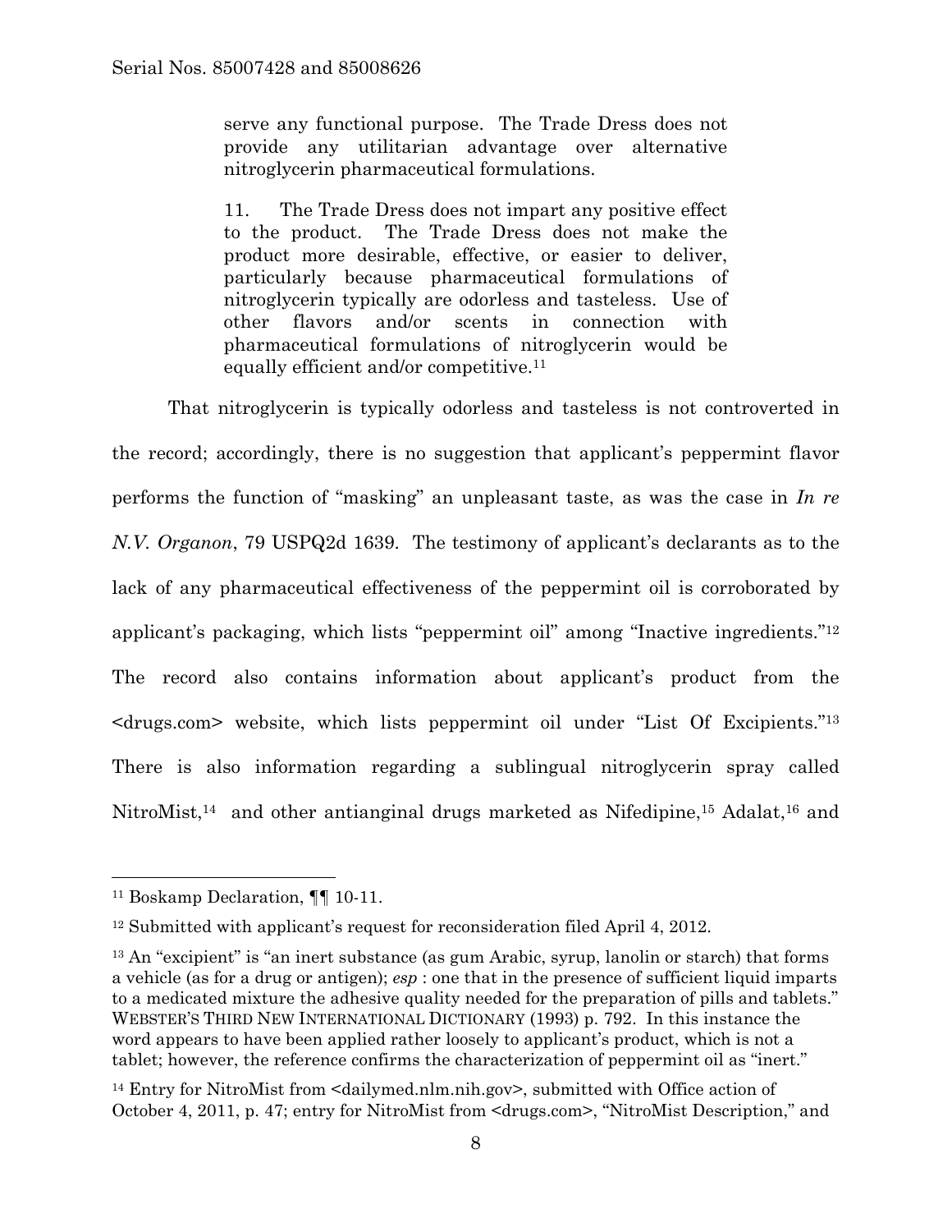> serve any functional purpose. The Trade Dress does not provide any utilitarian advantage over alternative nitroglycerin pharmaceutical formulations.
>
> 11. The Trade Dress does not impart any positive effect to the product. The Trade Dress does not make the product more desirable, effective, or easier to deliver, particularly because pharmaceutical formulations of nitroglycerin typically are odorless and tasteless. Use of other flavors and/or scents in connection with pharmaceutical formulations of nitroglycerin would be equally efficient and/or competitive.[11]

That nitroglycerin is typically odorless and tasteless is not controverted in the record; accordingly, there is no suggestion that applicant's peppermint flavor performs the function of "masking" an unpleasant taste, as was the case in *In re N.V. Organon*, 79 USPQ2d 1639. The testimony of applicant's declarants as to the lack of any pharmaceutical effectiveness of the peppermint oil is corroborated by applicant's packaging, which lists "peppermint oil" among "Inactive ingredients."[12] The record also contains information about applicant's product from the <drugs.com> website, which lists peppermint oil under "List Of Excipients."[13] There is also information regarding a sublingual nitroglycerin spray called NitroMist,[14] and other antianginal drugs marketed as Nifedipine,[15] Adalat,[16] and

---

[11] Boskamp Declaration, ¶¶ 10-11.

[12] Submitted with applicant's request for reconsideration filed April 4, 2012.

[13] An "excipient" is "an inert substance (as gum Arabic, syrup, lanolin or starch) that forms a vehicle (as for a drug or antigen); *esp* : one that in the presence of sufficient liquid imparts to a medicated mixture the adhesive quality needed for the preparation of pills and tablets." WEBSTER'S THIRD NEW INTERNATIONAL DICTIONARY (1993) p. 792. In this instance the word appears to have been applied rather loosely to applicant's product, which is not a tablet; however, the reference confirms the characterization of peppermint oil as "inert."

[14] Entry for NitroMist from <dailymed.nlm.nih.gov>, submitted with Office action of October 4, 2011, p. 47; entry for NitroMist from <drugs.com>, "NitroMist Description," and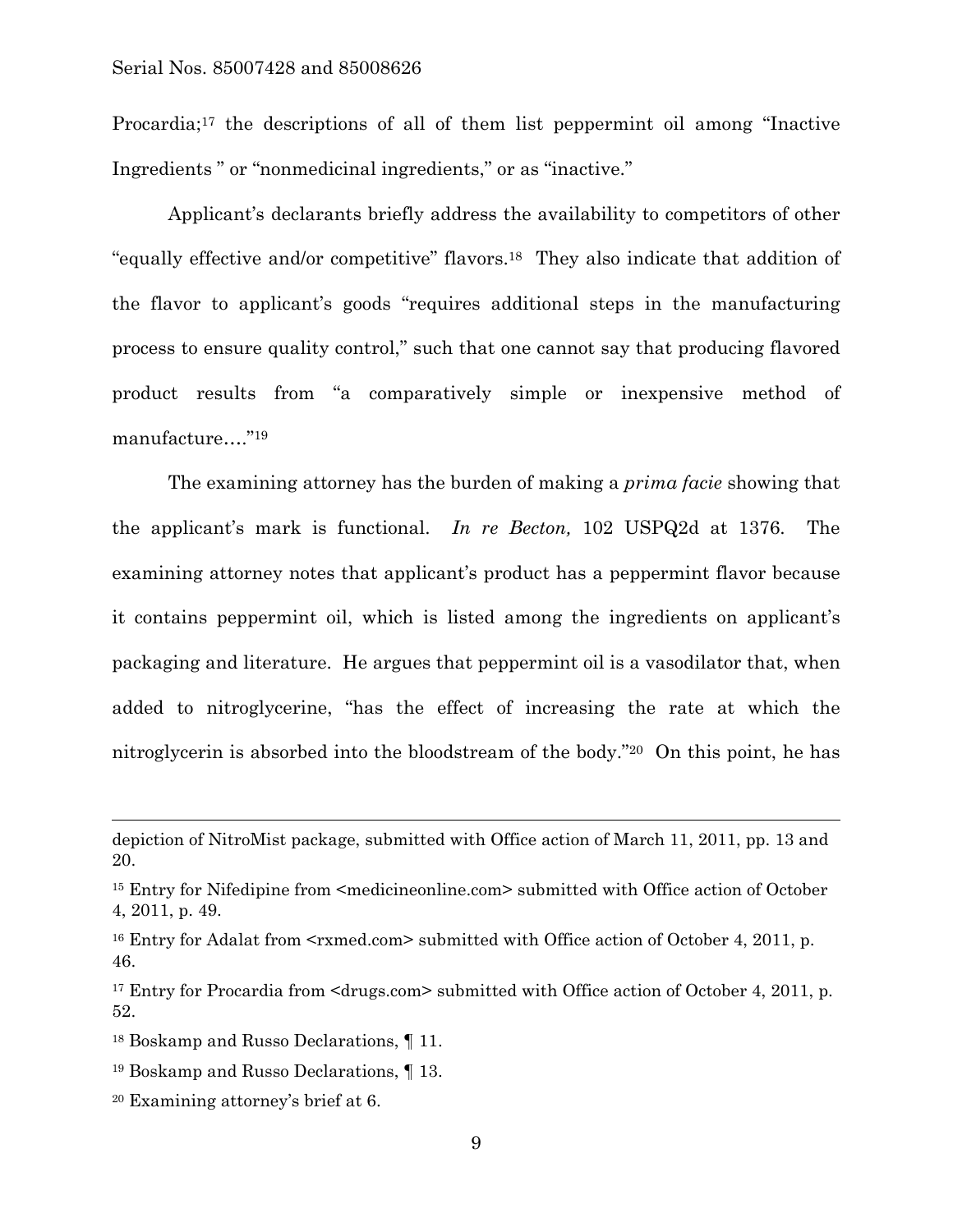Procardia;[17] the descriptions of all of them list peppermint oil among "Inactive Ingredients " or "nonmedicinal ingredients," or as "inactive."

Applicant's declarants briefly address the availability to competitors of other "equally effective and/or competitive" flavors.[18] They also indicate that addition of the flavor to applicant's goods "requires additional steps in the manufacturing process to ensure quality control," such that one cannot say that producing flavored product results from "a comparatively simple or inexpensive method of manufacture…."[19]

The examining attorney has the burden of making a *prima facie* showing that the applicant's mark is functional. *In re Becton,* 102 USPQ2d at 1376. The examining attorney notes that applicant's product has a peppermint flavor because it contains peppermint oil, which is listed among the ingredients on applicant's packaging and literature. He argues that peppermint oil is a vasodilator that, when added to nitroglycerine, "has the effect of increasing the rate at which the nitroglycerin is absorbed into the bloodstream of the body."[20] On this point, he has

---

depiction of NitroMist package, submitted with Office action of March 11, 2011, pp. 13 and 20.

[15] Entry for Nifedipine from <medicineonline.com> submitted with Office action of October 4, 2011, p. 49.

[16] Entry for Adalat from <rxmed.com> submitted with Office action of October 4, 2011, p. 46.

[17] Entry for Procardia from <drugs.com> submitted with Office action of October 4, 2011, p. 52.

[18] Boskamp and Russo Declarations, ¶ 11.

[19] Boskamp and Russo Declarations, ¶ 13.

[20] Examining attorney's brief at 6.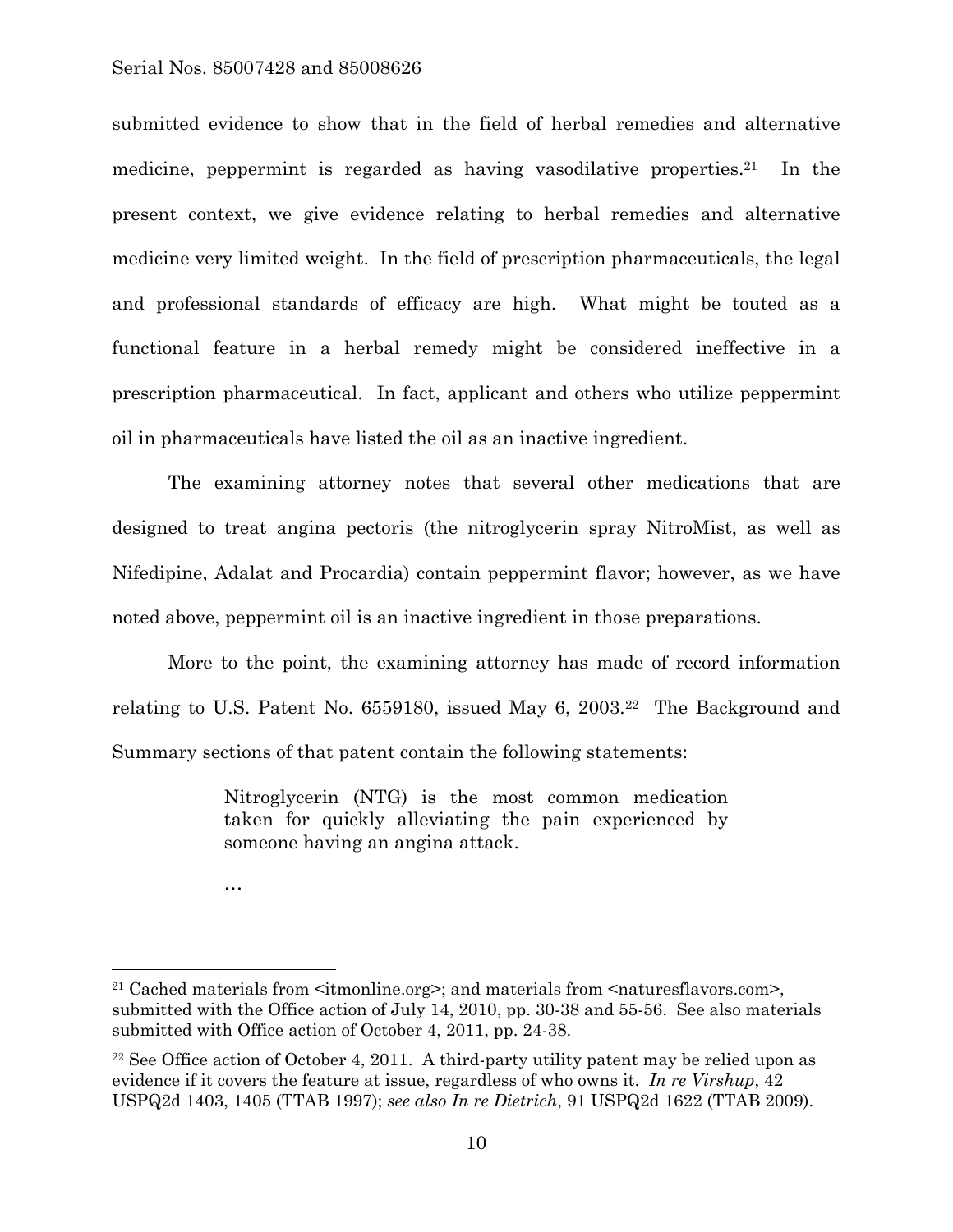submitted evidence to show that in the field of herbal remedies and alternative medicine, peppermint is regarded as having vasodilative properties.[21] In the present context, we give evidence relating to herbal remedies and alternative medicine very limited weight. In the field of prescription pharmaceuticals, the legal and professional standards of efficacy are high. What might be touted as a functional feature in a herbal remedy might be considered ineffective in a prescription pharmaceutical. In fact, applicant and others who utilize peppermint oil in pharmaceuticals have listed the oil as an inactive ingredient.

The examining attorney notes that several other medications that are designed to treat angina pectoris (the nitroglycerin spray NitroMist, as well as Nifedipine, Adalat and Procardia) contain peppermint flavor; however, as we have noted above, peppermint oil is an inactive ingredient in those preparations.

More to the point, the examining attorney has made of record information relating to U.S. Patent No. 6559180, issued May 6, 2003.[22] The Background and Summary sections of that patent contain the following statements:

> Nitroglycerin (NTG) is the most common medication taken for quickly alleviating the pain experienced by someone having an angina attack.
>
> …

---

[21] Cached materials from <itmonline.org>; and materials from <naturesflavors.com>, submitted with the Office action of July 14, 2010, pp. 30-38 and 55-56. See also materials submitted with Office action of October 4, 2011, pp. 24-38.

[22] See Office action of October 4, 2011. A third-party utility patent may be relied upon as evidence if it covers the feature at issue, regardless of who owns it. *In re Virshup*, 42 USPQ2d 1403, 1405 (TTAB 1997); *see also In re Dietrich*, 91 USPQ2d 1622 (TTAB 2009).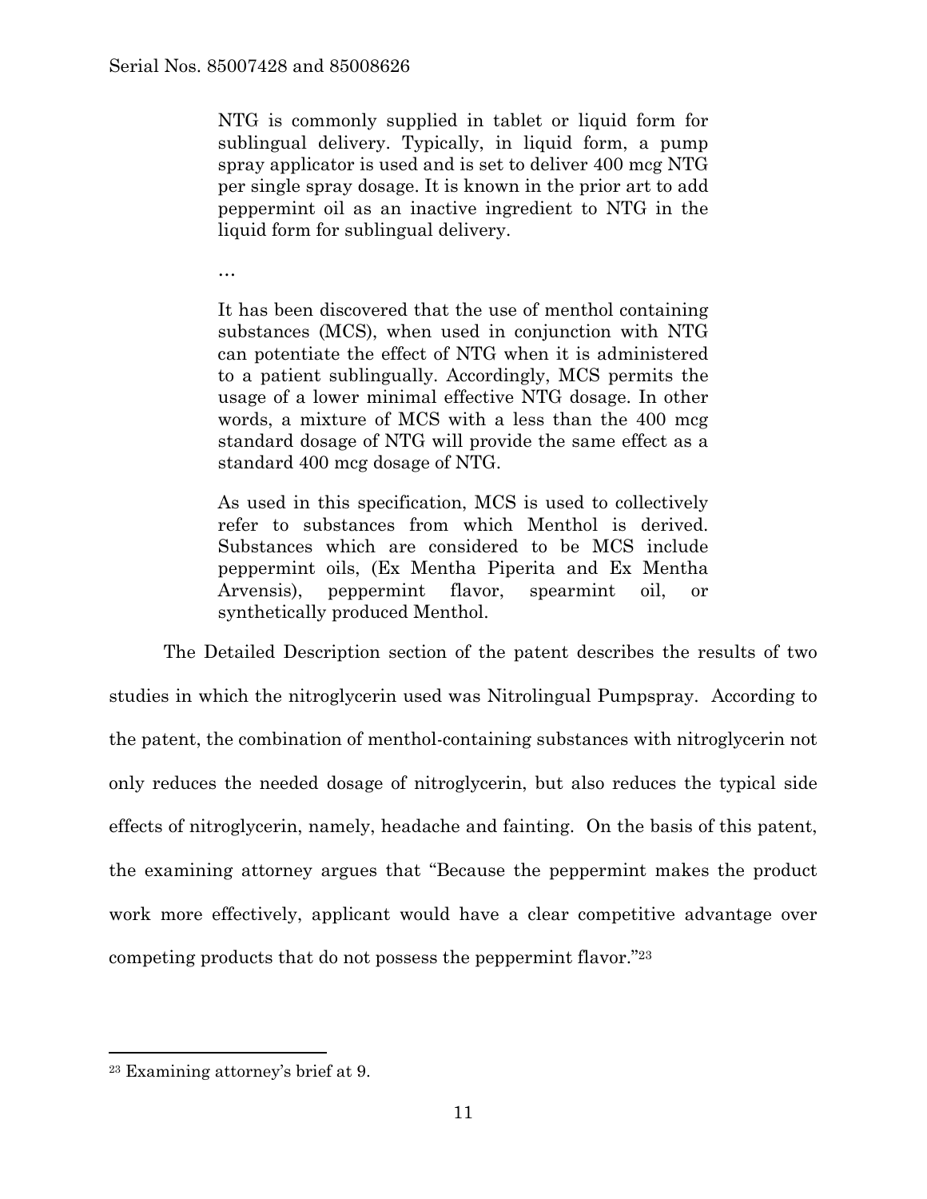> NTG is commonly supplied in tablet or liquid form for sublingual delivery. Typically, in liquid form, a pump spray applicator is used and is set to deliver 400 mcg NTG per single spray dosage. It is known in the prior art to add peppermint oil as an inactive ingredient to NTG in the liquid form for sublingual delivery.
>
> …
>
> It has been discovered that the use of menthol containing substances (MCS), when used in conjunction with NTG can potentiate the effect of NTG when it is administered to a patient sublingually. Accordingly, MCS permits the usage of a lower minimal effective NTG dosage. In other words, a mixture of MCS with a less than the 400 mcg standard dosage of NTG will provide the same effect as a standard 400 mcg dosage of NTG.
>
> As used in this specification, MCS is used to collectively refer to substances from which Menthol is derived. Substances which are considered to be MCS include peppermint oils, (Ex Mentha Piperita and Ex Mentha Arvensis), peppermint flavor, spearmint oil, or synthetically produced Menthol.

The Detailed Description section of the patent describes the results of two studies in which the nitroglycerin used was Nitrolingual Pumpspray. According to the patent, the combination of menthol-containing substances with nitroglycerin not only reduces the needed dosage of nitroglycerin, but also reduces the typical side effects of nitroglycerin, namely, headache and fainting. On the basis of this patent, the examining attorney argues that "Because the peppermint makes the product work more effectively, applicant would have a clear competitive advantage over competing products that do not possess the peppermint flavor."[23]

---

[23] Examining attorney's brief at 9.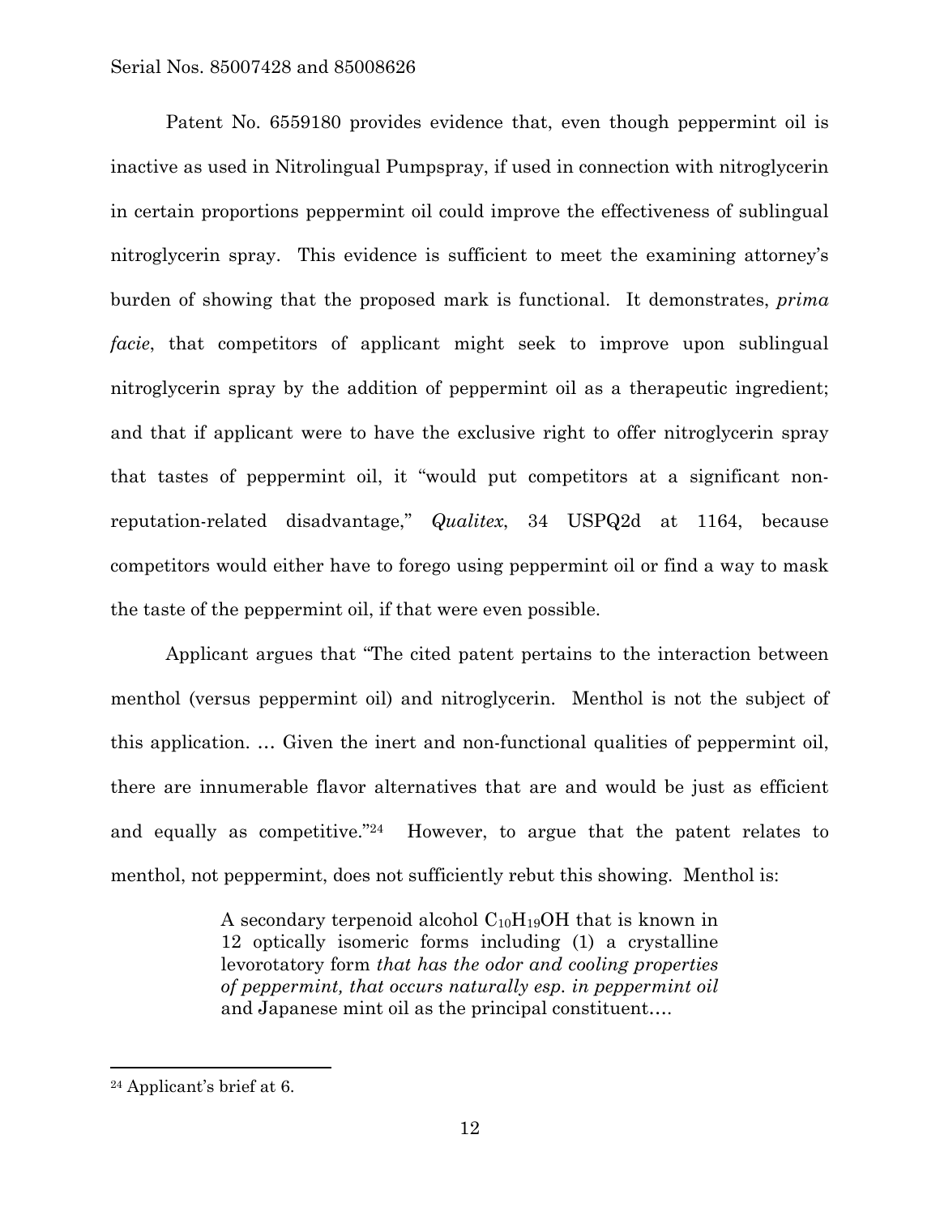Patent No. 6559180 provides evidence that, even though peppermint oil is inactive as used in Nitrolingual Pumpspray, if used in connection with nitroglycerin in certain proportions peppermint oil could improve the effectiveness of sublingual nitroglycerin spray. This evidence is sufficient to meet the examining attorney's burden of showing that the proposed mark is functional. It demonstrates, *prima facie*, that competitors of applicant might seek to improve upon sublingual nitroglycerin spray by the addition of peppermint oil as a therapeutic ingredient; and that if applicant were to have the exclusive right to offer nitroglycerin spray that tastes of peppermint oil, it "would put competitors at a significant non-reputation-related disadvantage," *Qualitex*, 34 USPQ2d at 1164, because competitors would either have to forego using peppermint oil or find a way to mask the taste of the peppermint oil, if that were even possible.

Applicant argues that "The cited patent pertains to the interaction between menthol (versus peppermint oil) and nitroglycerin. Menthol is not the subject of this application. … Given the inert and non-functional qualities of peppermint oil, there are innumerable flavor alternatives that are and would be just as efficient and equally as competitive."[24] However, to argue that the patent relates to menthol, not peppermint, does not sufficiently rebut this showing. Menthol is:

> A secondary terpenoid alcohol $C_{10}H_{19}OH$ that is known in 12 optically isomeric forms including (1) a crystalline levorotatory form *that has the odor and cooling properties of peppermint, that occurs naturally esp. in peppermint oil* and Japanese mint oil as the principal constituent….

---

[24] Applicant's brief at 6.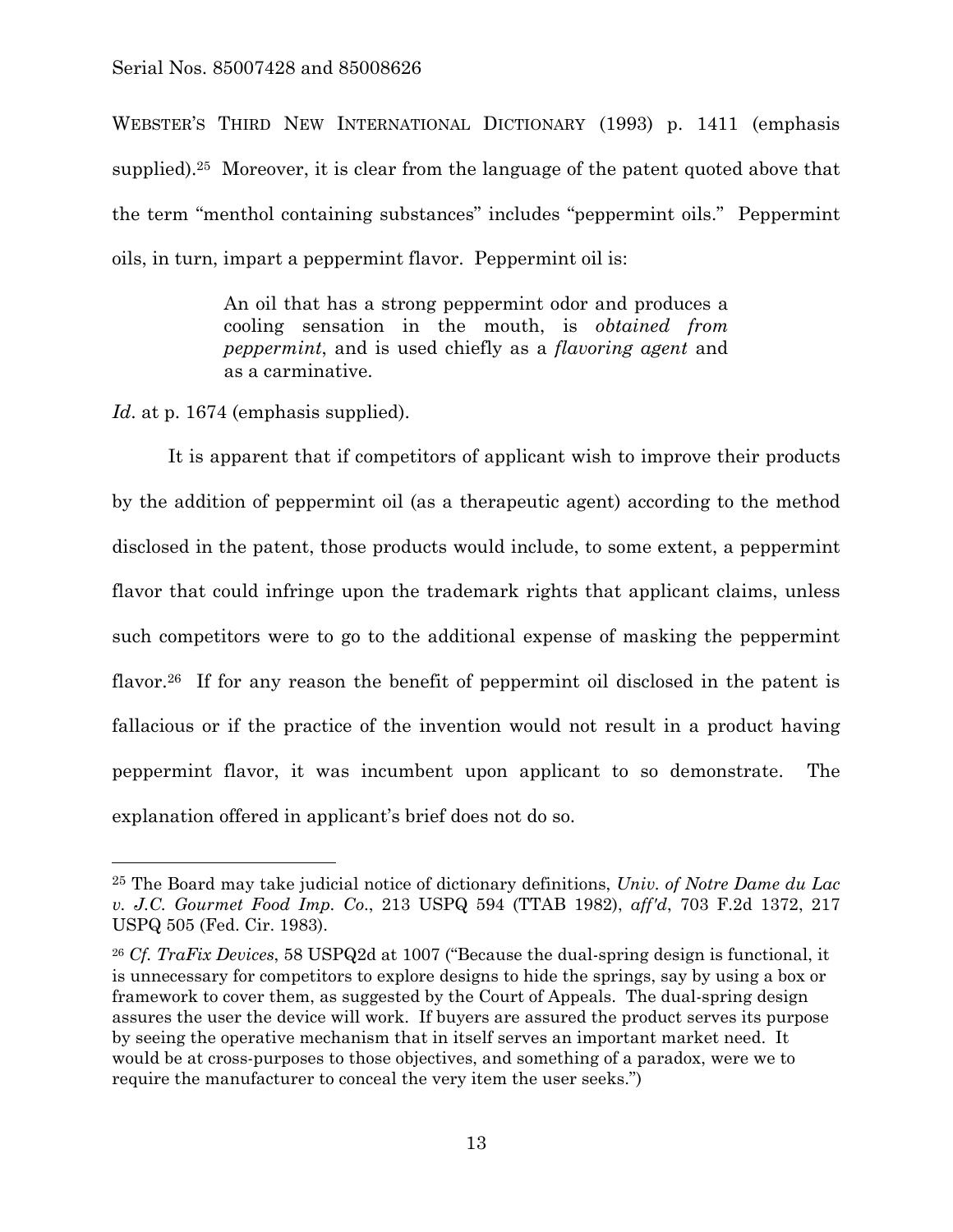WEBSTER'S THIRD NEW INTERNATIONAL DICTIONARY (1993) p. 1411 (emphasis supplied).[25] Moreover, it is clear from the language of the patent quoted above that the term "menthol containing substances" includes "peppermint oils." Peppermint oils, in turn, impart a peppermint flavor. Peppermint oil is:

> An oil that has a strong peppermint odor and produces a cooling sensation in the mouth, is *obtained from peppermint*, and is used chiefly as a *flavoring agent* and as a carminative.

*Id*. at p. 1674 (emphasis supplied).

It is apparent that if competitors of applicant wish to improve their products by the addition of peppermint oil (as a therapeutic agent) according to the method disclosed in the patent, those products would include, to some extent, a peppermint flavor that could infringe upon the trademark rights that applicant claims, unless such competitors were to go to the additional expense of masking the peppermint flavor.[26] If for any reason the benefit of peppermint oil disclosed in the patent is fallacious or if the practice of the invention would not result in a product having peppermint flavor, it was incumbent upon applicant to so demonstrate. The explanation offered in applicant's brief does not do so.

---

[25] The Board may take judicial notice of dictionary definitions, *Univ. of Notre Dame du Lac v. J.C. Gourmet Food Imp. Co*., 213 USPQ 594 (TTAB 1982), *aff'd*, 703 F.2d 1372, 217 USPQ 505 (Fed. Cir. 1983).

[26] *Cf. TraFix Devices*, 58 USPQ2d at 1007 ("Because the dual-spring design is functional, it is unnecessary for competitors to explore designs to hide the springs, say by using a box or framework to cover them, as suggested by the Court of Appeals. The dual-spring design assures the user the device will work. If buyers are assured the product serves its purpose by seeing the operative mechanism that in itself serves an important market need. It would be at cross-purposes to those objectives, and something of a paradox, were we to require the manufacturer to conceal the very item the user seeks.")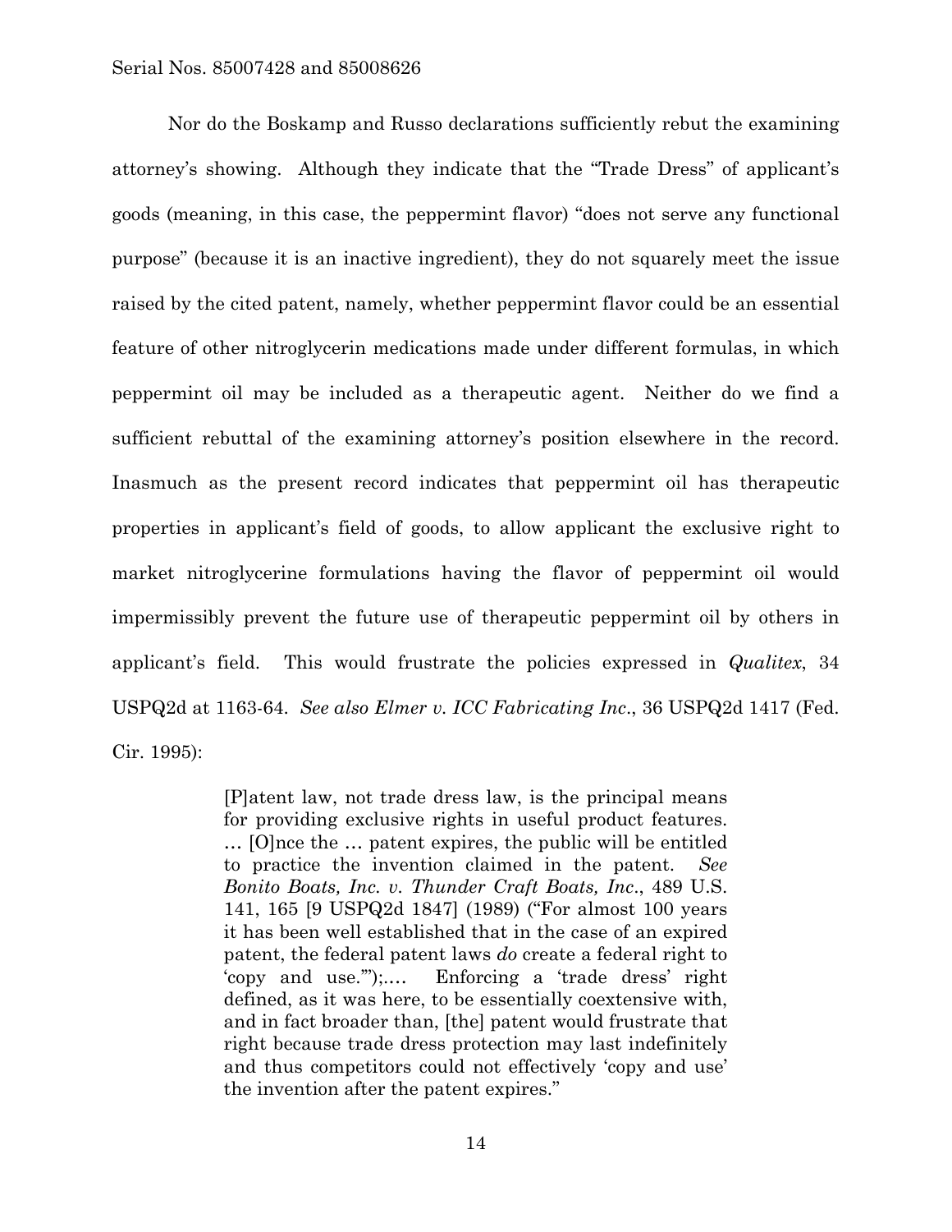Nor do the Boskamp and Russo declarations sufficiently rebut the examining attorney's showing. Although they indicate that the "Trade Dress" of applicant's goods (meaning, in this case, the peppermint flavor) "does not serve any functional purpose" (because it is an inactive ingredient), they do not squarely meet the issue raised by the cited patent, namely, whether peppermint flavor could be an essential feature of other nitroglycerin medications made under different formulas, in which peppermint oil may be included as a therapeutic agent. Neither do we find a sufficient rebuttal of the examining attorney's position elsewhere in the record. Inasmuch as the present record indicates that peppermint oil has therapeutic properties in applicant's field of goods, to allow applicant the exclusive right to market nitroglycerine formulations having the flavor of peppermint oil would impermissibly prevent the future use of therapeutic peppermint oil by others in applicant's field. This would frustrate the policies expressed in *Qualitex*, 34 USPQ2d at 1163-64. *See also Elmer v. ICC Fabricating Inc*., 36 USPQ2d 1417 (Fed. Cir. 1995):

> [P]atent law, not trade dress law, is the principal means for providing exclusive rights in useful product features. … [O]nce the … patent expires, the public will be entitled to practice the invention claimed in the patent. *See Bonito Boats, Inc. v. Thunder Craft Boats, Inc*., 489 U.S. 141, 165 [9 USPQ2d 1847] (1989) ("For almost 100 years it has been well established that in the case of an expired patent, the federal patent laws *do* create a federal right to 'copy and use.'");…. Enforcing a 'trade dress' right defined, as it was here, to be essentially coextensive with, and in fact broader than, [the] patent would frustrate that right because trade dress protection may last indefinitely and thus competitors could not effectively 'copy and use' the invention after the patent expires."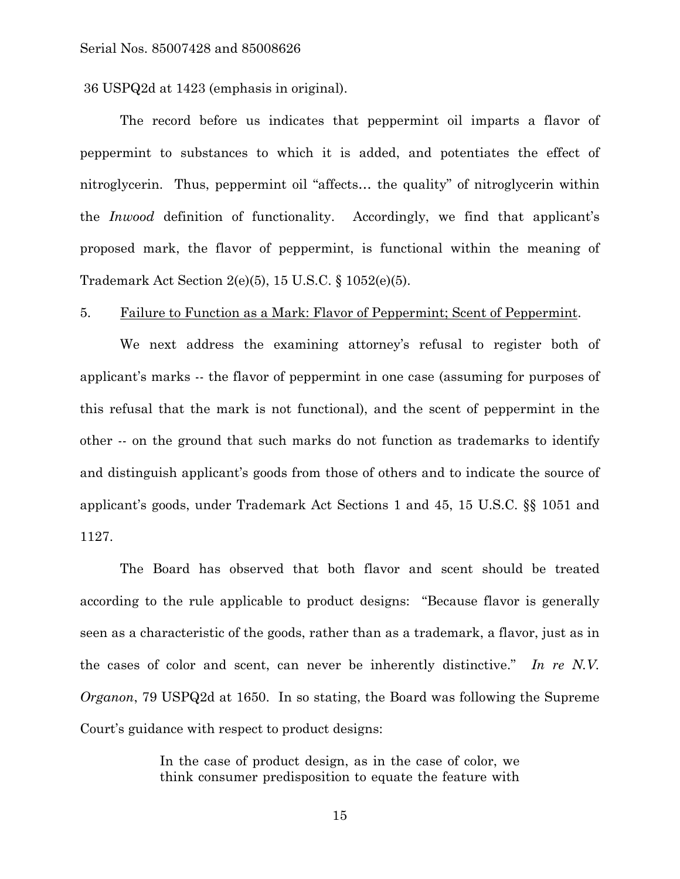36 USPQ2d at 1423 (emphasis in original).

The record before us indicates that peppermint oil imparts a flavor of peppermint to substances to which it is added, and potentiates the effect of nitroglycerin. Thus, peppermint oil "affects… the quality" of nitroglycerin within the *Inwood* definition of functionality. Accordingly, we find that applicant's proposed mark, the flavor of peppermint, is functional within the meaning of Trademark Act Section 2(e)(5), 15 U.S.C. § 1052(e)(5).

5. <u>Failure to Function as a Mark: Flavor of Peppermint; Scent of Peppermint</u>.

We next address the examining attorney's refusal to register both of applicant's marks -- the flavor of peppermint in one case (assuming for purposes of this refusal that the mark is not functional), and the scent of peppermint in the other -- on the ground that such marks do not function as trademarks to identify and distinguish applicant's goods from those of others and to indicate the source of applicant's goods, under Trademark Act Sections 1 and 45, 15 U.S.C. §§ 1051 and 1127.

The Board has observed that both flavor and scent should be treated according to the rule applicable to product designs: "Because flavor is generally seen as a characteristic of the goods, rather than as a trademark, a flavor, just as in the cases of color and scent, can never be inherently distinctive." *In re N.V. Organon*, 79 USPQ2d at 1650. In so stating, the Board was following the Supreme Court's guidance with respect to product designs:

> In the case of product design, as in the case of color, we think consumer predisposition to equate the feature with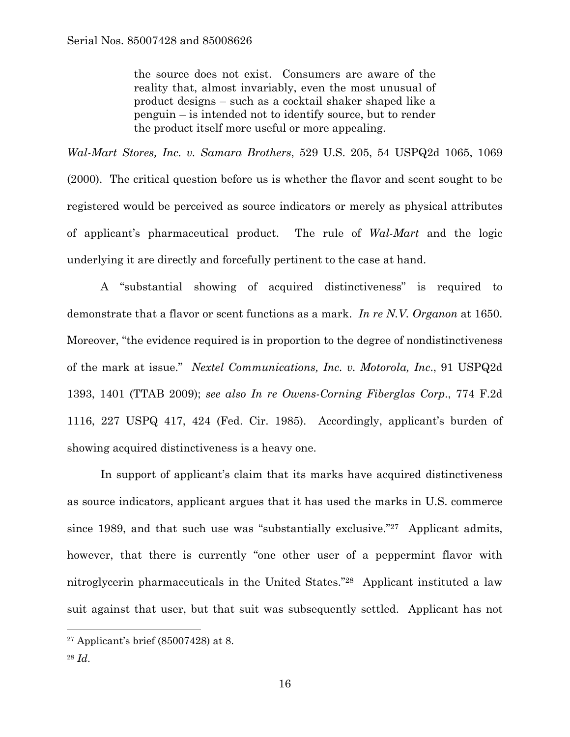> the source does not exist. Consumers are aware of the reality that, almost invariably, even the most unusual of product designs – such as a cocktail shaker shaped like a penguin – is intended not to identify source, but to render the product itself more useful or more appealing.

*Wal-Mart Stores, Inc. v. Samara Brothers*, 529 U.S. 205, 54 USPQ2d 1065, 1069 (2000). The critical question before us is whether the flavor and scent sought to be registered would be perceived as source indicators or merely as physical attributes of applicant's pharmaceutical product. The rule of *Wal-Mart* and the logic underlying it are directly and forcefully pertinent to the case at hand.

A "substantial showing of acquired distinctiveness" is required to demonstrate that a flavor or scent functions as a mark. *In re N.V. Organon* at 1650. Moreover, "the evidence required is in proportion to the degree of nondistinctiveness of the mark at issue." *Nextel Communications, Inc. v. Motorola, Inc.*, 91 USPQ2d 1393, 1401 (TTAB 2009); *see also In re Owens-Corning Fiberglas Corp.*, 774 F.2d 1116, 227 USPQ 417, 424 (Fed. Cir. 1985). Accordingly, applicant's burden of showing acquired distinctiveness is a heavy one.

In support of applicant's claim that its marks have acquired distinctiveness as source indicators, applicant argues that it has used the marks in U.S. commerce since 1989, and that such use was "substantially exclusive."[27] Applicant admits, however, that there is currently "one other user of a peppermint flavor with nitroglycerin pharmaceuticals in the United States."[28] Applicant instituted a law suit against that user, but that suit was subsequently settled. Applicant has not

---

[27] Applicant's brief (85007428) at 8.

[28] *Id*.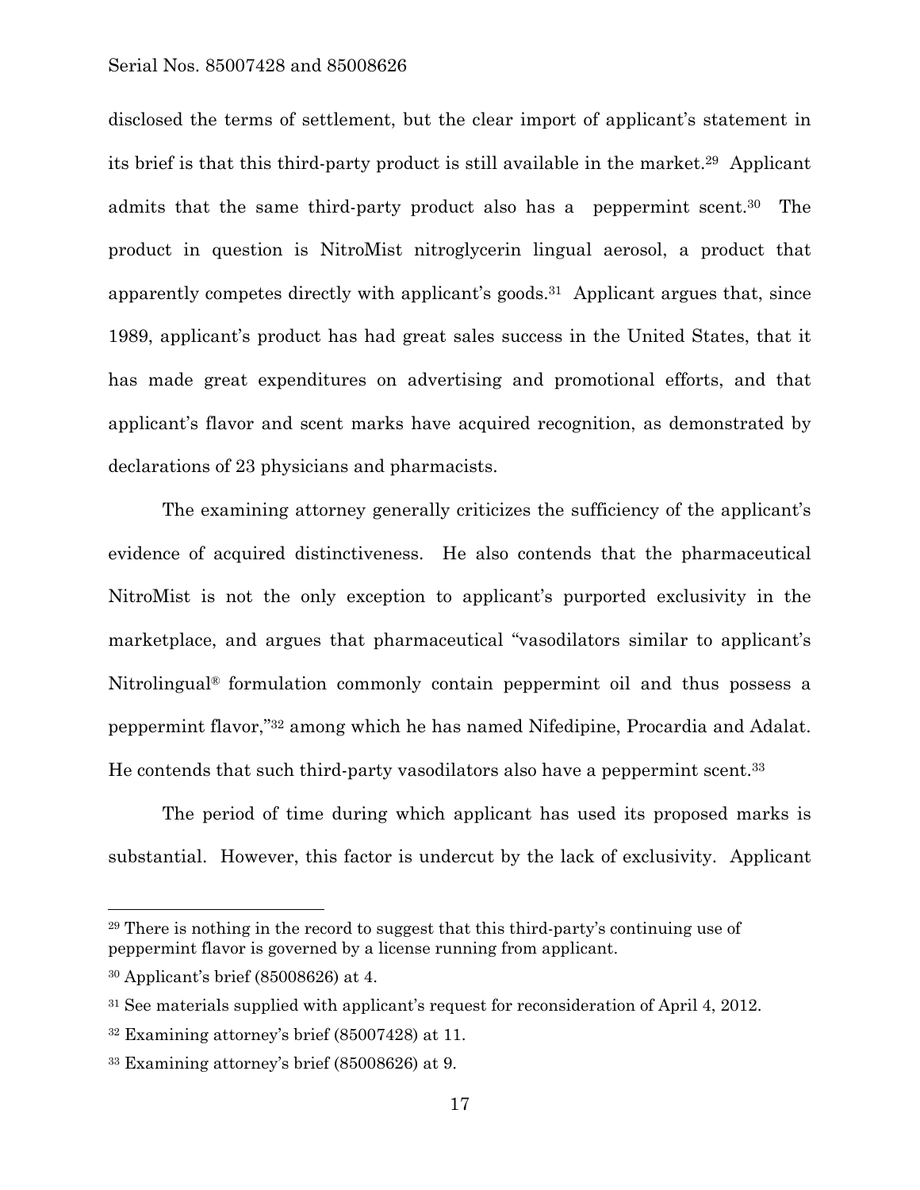disclosed the terms of settlement, but the clear import of applicant's statement in its brief is that this third-party product is still available in the market.[29] Applicant admits that the same third-party product also has a peppermint scent.[30] The product in question is NitroMist nitroglycerin lingual aerosol, a product that apparently competes directly with applicant's goods.[31] Applicant argues that, since 1989, applicant's product has had great sales success in the United States, that it has made great expenditures on advertising and promotional efforts, and that applicant's flavor and scent marks have acquired recognition, as demonstrated by declarations of 23 physicians and pharmacists.

The examining attorney generally criticizes the sufficiency of the applicant's evidence of acquired distinctiveness. He also contends that the pharmaceutical NitroMist is not the only exception to applicant's purported exclusivity in the marketplace, and argues that pharmaceutical "vasodilators similar to applicant's Nitrolingual® formulation commonly contain peppermint oil and thus possess a peppermint flavor,"[32] among which he has named Nifedipine, Procardia and Adalat. He contends that such third-party vasodilators also have a peppermint scent.[33]

The period of time during which applicant has used its proposed marks is substantial. However, this factor is undercut by the lack of exclusivity. Applicant

---

[29] There is nothing in the record to suggest that this third-party's continuing use of peppermint flavor is governed by a license running from applicant.

[30] Applicant's brief (85008626) at 4.

[31] See materials supplied with applicant's request for reconsideration of April 4, 2012.

[32] Examining attorney's brief (85007428) at 11.

[33] Examining attorney's brief (85008626) at 9.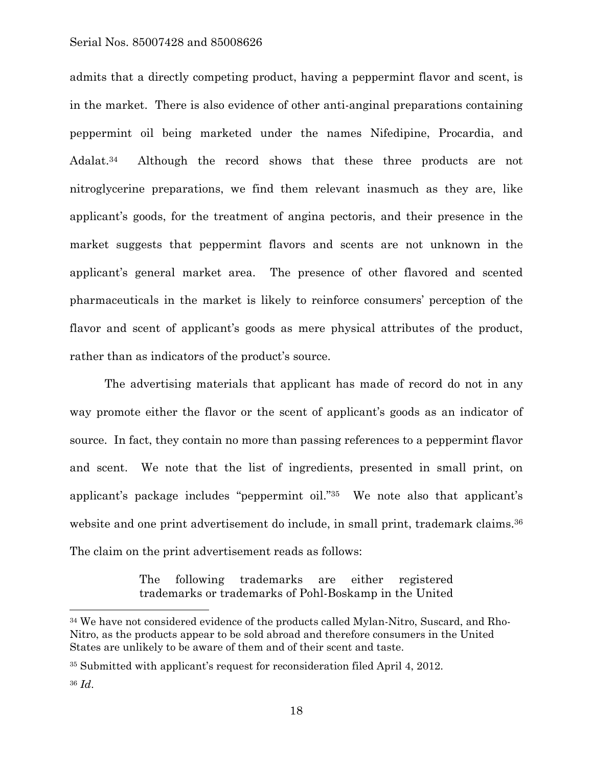admits that a directly competing product, having a peppermint flavor and scent, is in the market. There is also evidence of other anti-anginal preparations containing peppermint oil being marketed under the names Nifedipine, Procardia, and Adalat.[34] Although the record shows that these three products are not nitroglycerine preparations, we find them relevant inasmuch as they are, like applicant's goods, for the treatment of angina pectoris, and their presence in the market suggests that peppermint flavors and scents are not unknown in the applicant's general market area. The presence of other flavored and scented pharmaceuticals in the market is likely to reinforce consumers' perception of the flavor and scent of applicant's goods as mere physical attributes of the product, rather than as indicators of the product's source.

The advertising materials that applicant has made of record do not in any way promote either the flavor or the scent of applicant's goods as an indicator of source. In fact, they contain no more than passing references to a peppermint flavor and scent. We note that the list of ingredients, presented in small print, on applicant's package includes "peppermint oil."[35] We note also that applicant's website and one print advertisement do include, in small print, trademark claims.[36] The claim on the print advertisement reads as follows:

> The following trademarks are either registered trademarks or trademarks of Pohl-Boskamp in the United

---

[34] We have not considered evidence of the products called Mylan-Nitro, Suscard, and Rho-Nitro, as the products appear to be sold abroad and therefore consumers in the United States are unlikely to be aware of them and of their scent and taste.

[35] Submitted with applicant's request for reconsideration filed April 4, 2012.

[36] *Id*.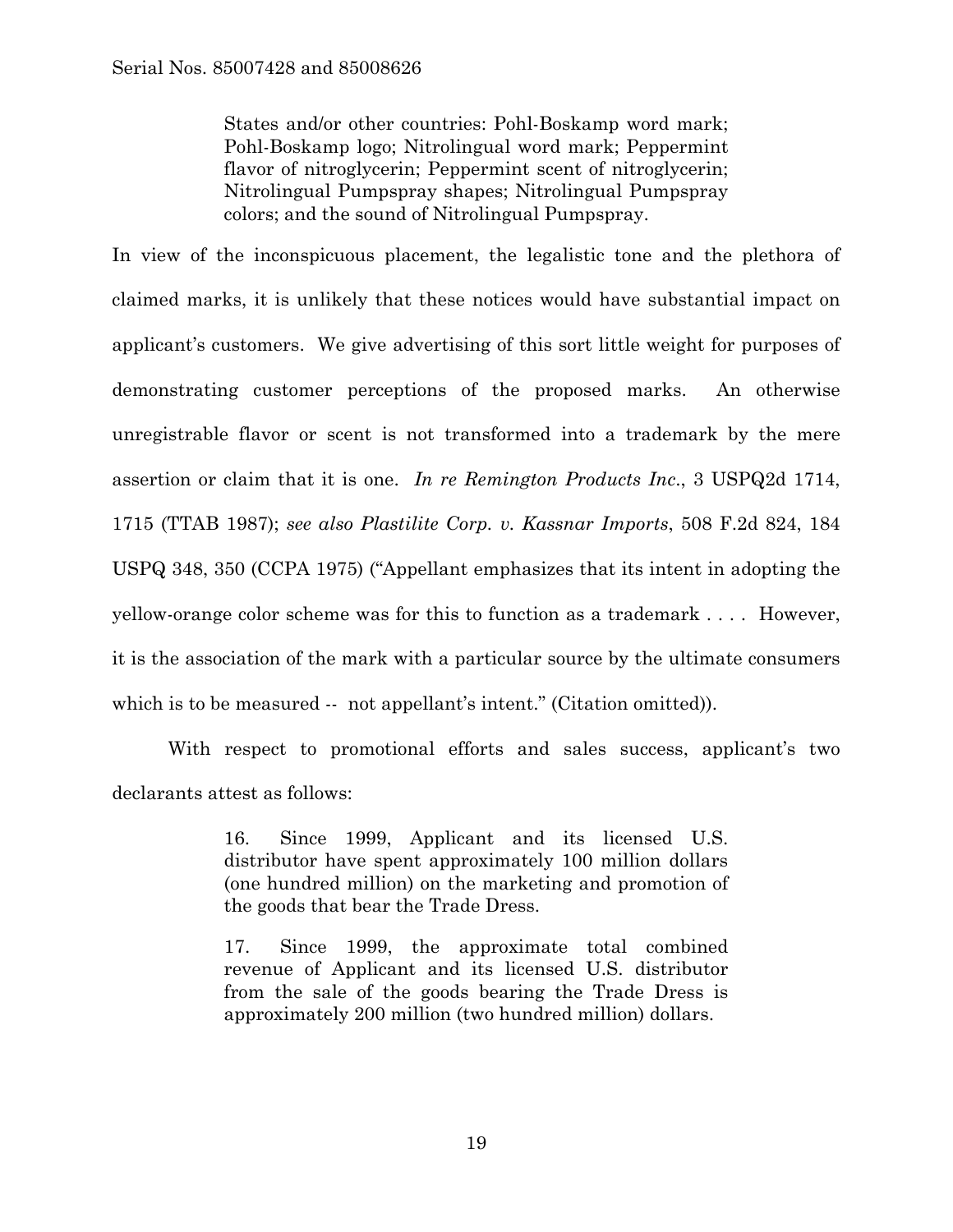> States and/or other countries: Pohl-Boskamp word mark; Pohl-Boskamp logo; Nitrolingual word mark; Peppermint flavor of nitroglycerin; Peppermint scent of nitroglycerin; Nitrolingual Pumpspray shapes; Nitrolingual Pumpspray colors; and the sound of Nitrolingual Pumpspray.

In view of the inconspicuous placement, the legalistic tone and the plethora of claimed marks, it is unlikely that these notices would have substantial impact on applicant's customers. We give advertising of this sort little weight for purposes of demonstrating customer perceptions of the proposed marks. An otherwise unregistrable flavor or scent is not transformed into a trademark by the mere assertion or claim that it is one. *In re Remington Products Inc*., 3 USPQ2d 1714, 1715 (TTAB 1987); *see also Plastilite Corp. v. Kassnar Imports*, 508 F.2d 824, 184 USPQ 348, 350 (CCPA 1975) ("Appellant emphasizes that its intent in adopting the yellow-orange color scheme was for this to function as a trademark . . . . However, it is the association of the mark with a particular source by the ultimate consumers which is to be measured -- not appellant's intent." (Citation omitted)).

With respect to promotional efforts and sales success, applicant's two declarants attest as follows:

> 16. Since 1999, Applicant and its licensed U.S. distributor have spent approximately 100 million dollars (one hundred million) on the marketing and promotion of the goods that bear the Trade Dress.
>
> 17. Since 1999, the approximate total combined revenue of Applicant and its licensed U.S. distributor from the sale of the goods bearing the Trade Dress is approximately 200 million (two hundred million) dollars.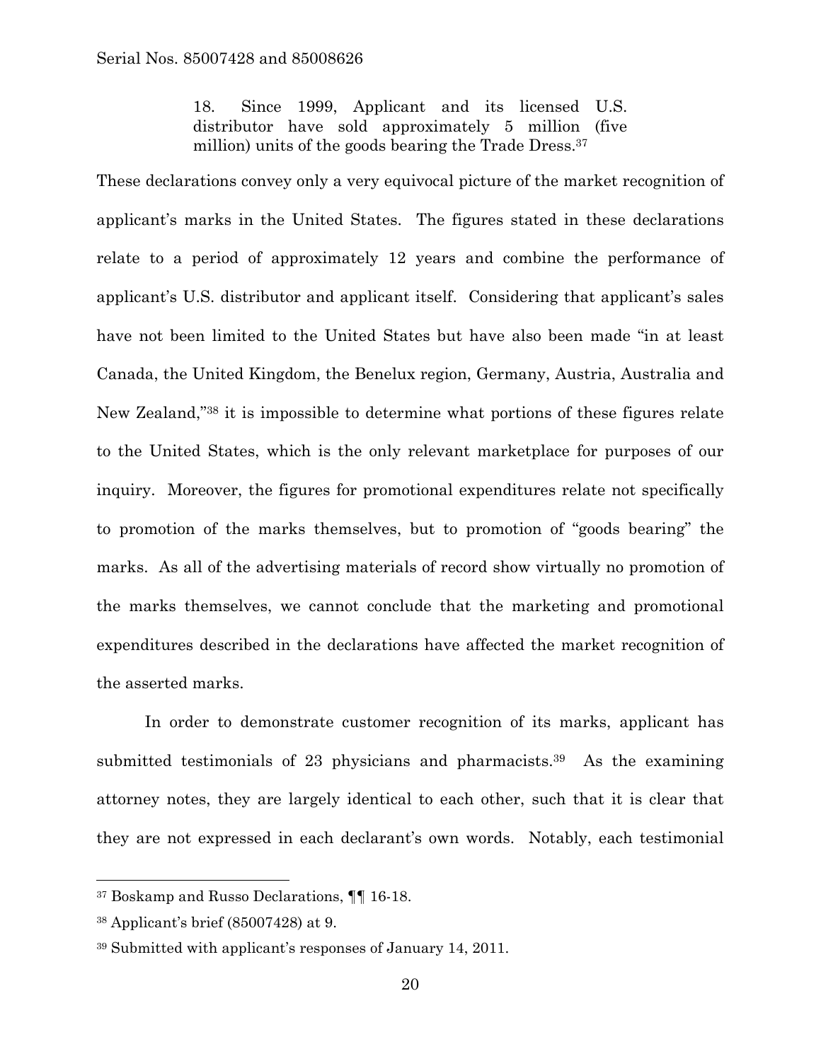> 18. Since 1999, Applicant and its licensed U.S. distributor have sold approximately 5 million (five million) units of the goods bearing the Trade Dress.[37]

These declarations convey only a very equivocal picture of the market recognition of applicant's marks in the United States. The figures stated in these declarations relate to a period of approximately 12 years and combine the performance of applicant's U.S. distributor and applicant itself. Considering that applicant's sales have not been limited to the United States but have also been made "in at least Canada, the United Kingdom, the Benelux region, Germany, Austria, Australia and New Zealand,"[38] it is impossible to determine what portions of these figures relate to the United States, which is the only relevant marketplace for purposes of our inquiry. Moreover, the figures for promotional expenditures relate not specifically to promotion of the marks themselves, but to promotion of "goods bearing" the marks. As all of the advertising materials of record show virtually no promotion of the marks themselves, we cannot conclude that the marketing and promotional expenditures described in the declarations have affected the market recognition of the asserted marks.

In order to demonstrate customer recognition of its marks, applicant has submitted testimonials of 23 physicians and pharmacists.[39] As the examining attorney notes, they are largely identical to each other, such that it is clear that they are not expressed in each declarant's own words. Notably, each testimonial

---

[37] Boskamp and Russo Declarations, ¶¶ 16-18.

[38] Applicant's brief (85007428) at 9.

[39] Submitted with applicant's responses of January 14, 2011.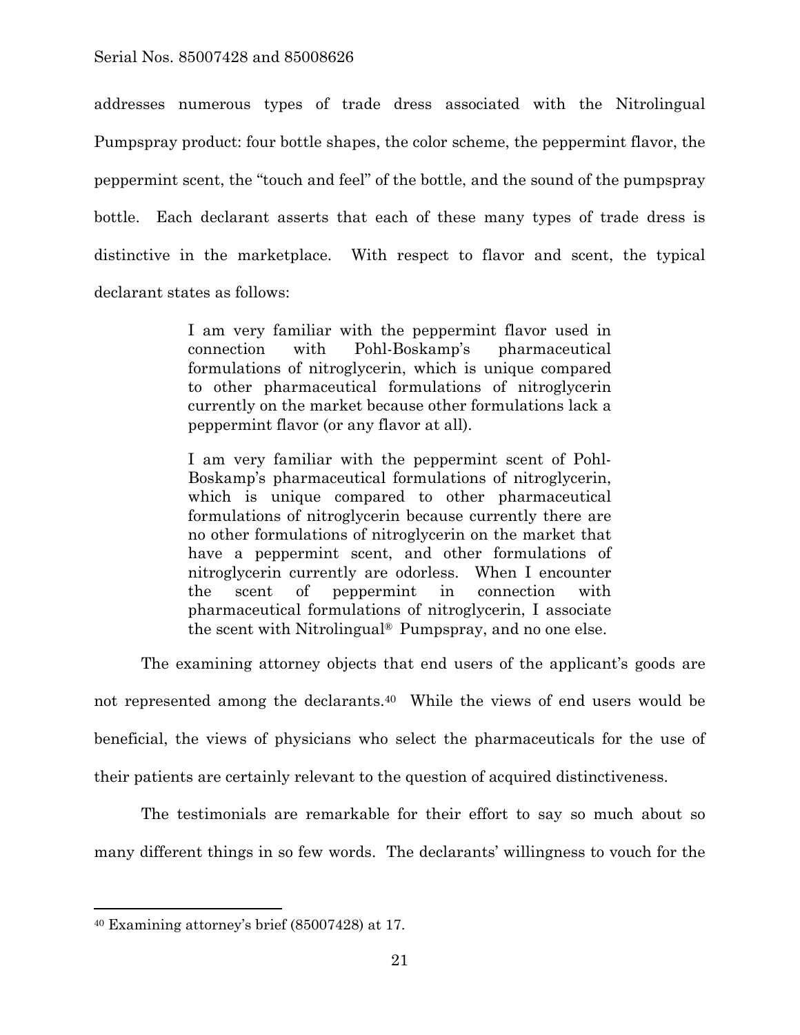addresses numerous types of trade dress associated with the Nitrolingual Pumpspray product: four bottle shapes, the color scheme, the peppermint flavor, the peppermint scent, the "touch and feel" of the bottle, and the sound of the pumpspray bottle. Each declarant asserts that each of these many types of trade dress is distinctive in the marketplace. With respect to flavor and scent, the typical declarant states as follows:

> I am very familiar with the peppermint flavor used in connection with Pohl-Boskamp's pharmaceutical formulations of nitroglycerin, which is unique compared to other pharmaceutical formulations of nitroglycerin currently on the market because other formulations lack a peppermint flavor (or any flavor at all).
>
> I am very familiar with the peppermint scent of Pohl-Boskamp's pharmaceutical formulations of nitroglycerin, which is unique compared to other pharmaceutical formulations of nitroglycerin because currently there are no other formulations of nitroglycerin on the market that have a peppermint scent, and other formulations of nitroglycerin currently are odorless. When I encounter the scent of peppermint in connection with pharmaceutical formulations of nitroglycerin, I associate the scent with Nitrolingual® Pumpspray, and no one else.

The examining attorney objects that end users of the applicant's goods are not represented among the declarants.[40] While the views of end users would be beneficial, the views of physicians who select the pharmaceuticals for the use of their patients are certainly relevant to the question of acquired distinctiveness.

The testimonials are remarkable for their effort to say so much about so many different things in so few words. The declarants' willingness to vouch for the

---

[40] Examining attorney's brief (85007428) at 17.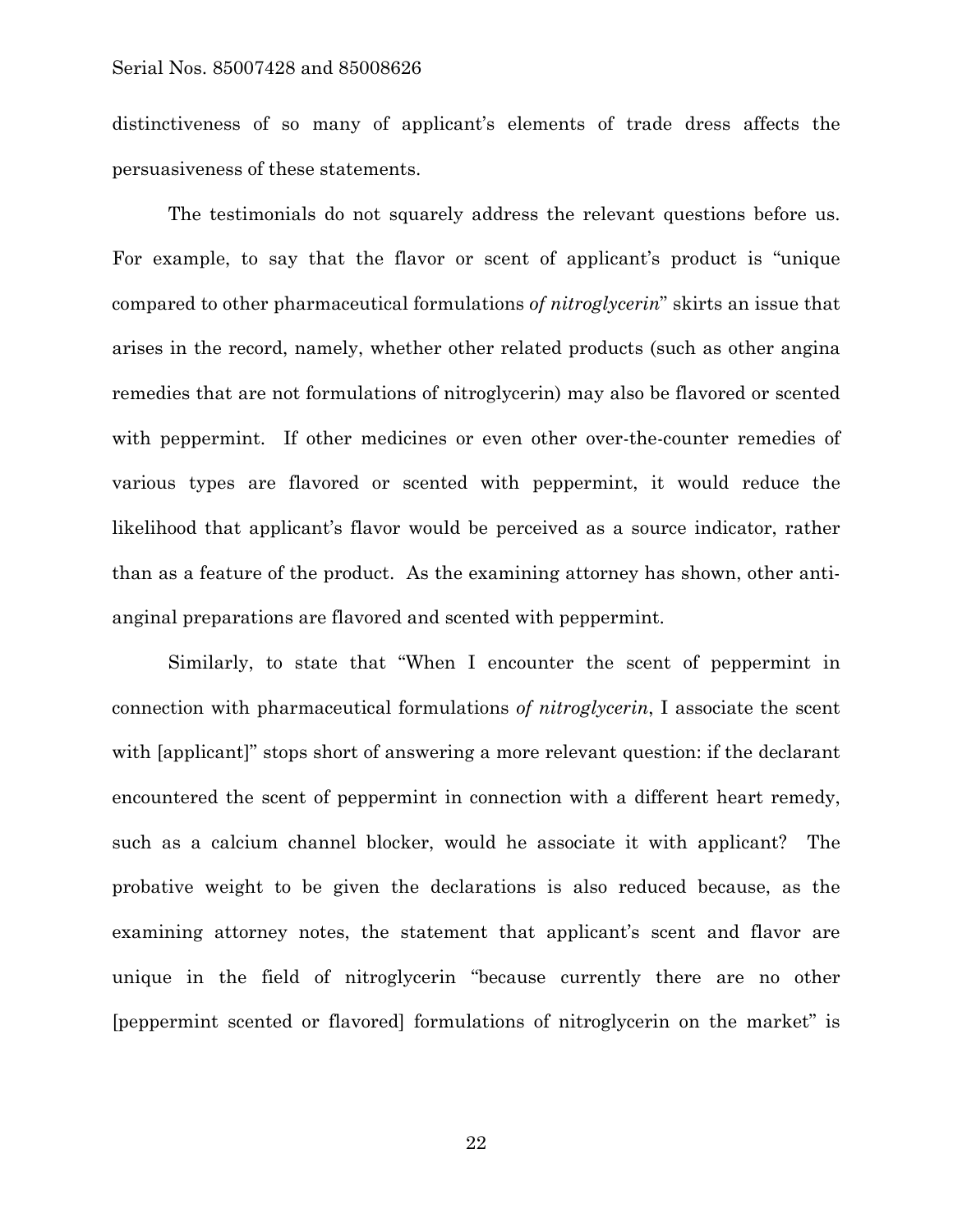distinctiveness of so many of applicant's elements of trade dress affects the persuasiveness of these statements.

The testimonials do not squarely address the relevant questions before us. For example, to say that the flavor or scent of applicant's product is "unique compared to other pharmaceutical formulations *of nitroglycerin*" skirts an issue that arises in the record, namely, whether other related products (such as other angina remedies that are not formulations of nitroglycerin) may also be flavored or scented with peppermint. If other medicines or even other over-the-counter remedies of various types are flavored or scented with peppermint, it would reduce the likelihood that applicant's flavor would be perceived as a source indicator, rather than as a feature of the product. As the examining attorney has shown, other anti-anginal preparations are flavored and scented with peppermint.

Similarly, to state that "When I encounter the scent of peppermint in connection with pharmaceutical formulations *of nitroglycerin*, I associate the scent with [applicant]" stops short of answering a more relevant question: if the declarant encountered the scent of peppermint in connection with a different heart remedy, such as a calcium channel blocker, would he associate it with applicant? The probative weight to be given the declarations is also reduced because, as the examining attorney notes, the statement that applicant's scent and flavor are unique in the field of nitroglycerin "because currently there are no other [peppermint scented or flavored] formulations of nitroglycerin on the market" is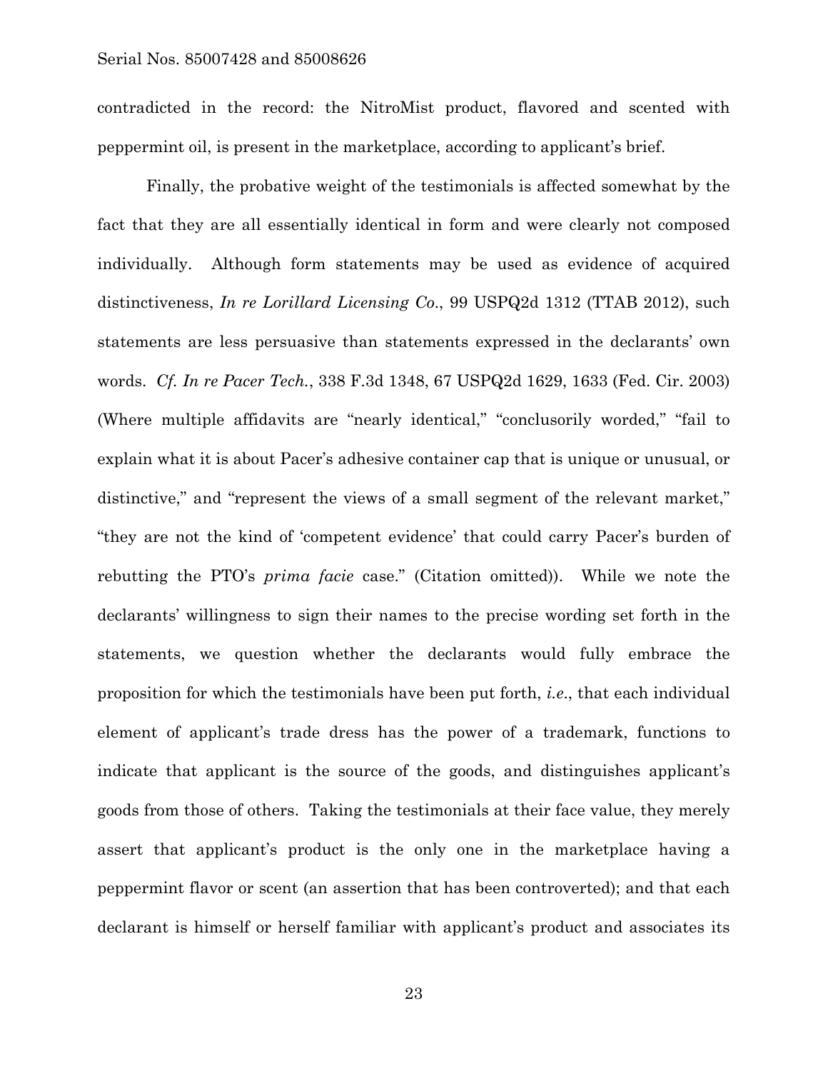contradicted in the record: the NitroMist product, flavored and scented with peppermint oil, is present in the marketplace, according to applicant's brief.

Finally, the probative weight of the testimonials is affected somewhat by the fact that they are all essentially identical in form and were clearly not composed individually. Although form statements may be used as evidence of acquired distinctiveness, *In re Lorillard Licensing Co*., 99 USPQ2d 1312 (TTAB 2012), such statements are less persuasive than statements expressed in the declarants' own words. *Cf. In re Pacer Tech.*, 338 F.3d 1348, 67 USPQ2d 1629, 1633 (Fed. Cir. 2003) (Where multiple affidavits are "nearly identical," "conclusorily worded," "fail to explain what it is about Pacer's adhesive container cap that is unique or unusual, or distinctive," and "represent the views of a small segment of the relevant market," "they are not the kind of 'competent evidence' that could carry Pacer's burden of rebutting the PTO's *prima facie* case." (Citation omitted)). While we note the declarants' willingness to sign their names to the precise wording set forth in the statements, we question whether the declarants would fully embrace the proposition for which the testimonials have been put forth, *i.e*., that each individual element of applicant's trade dress has the power of a trademark, functions to indicate that applicant is the source of the goods, and distinguishes applicant's goods from those of others. Taking the testimonials at their face value, they merely assert that applicant's product is the only one in the marketplace having a peppermint flavor or scent (an assertion that has been controverted); and that each declarant is himself or herself familiar with applicant's product and associates its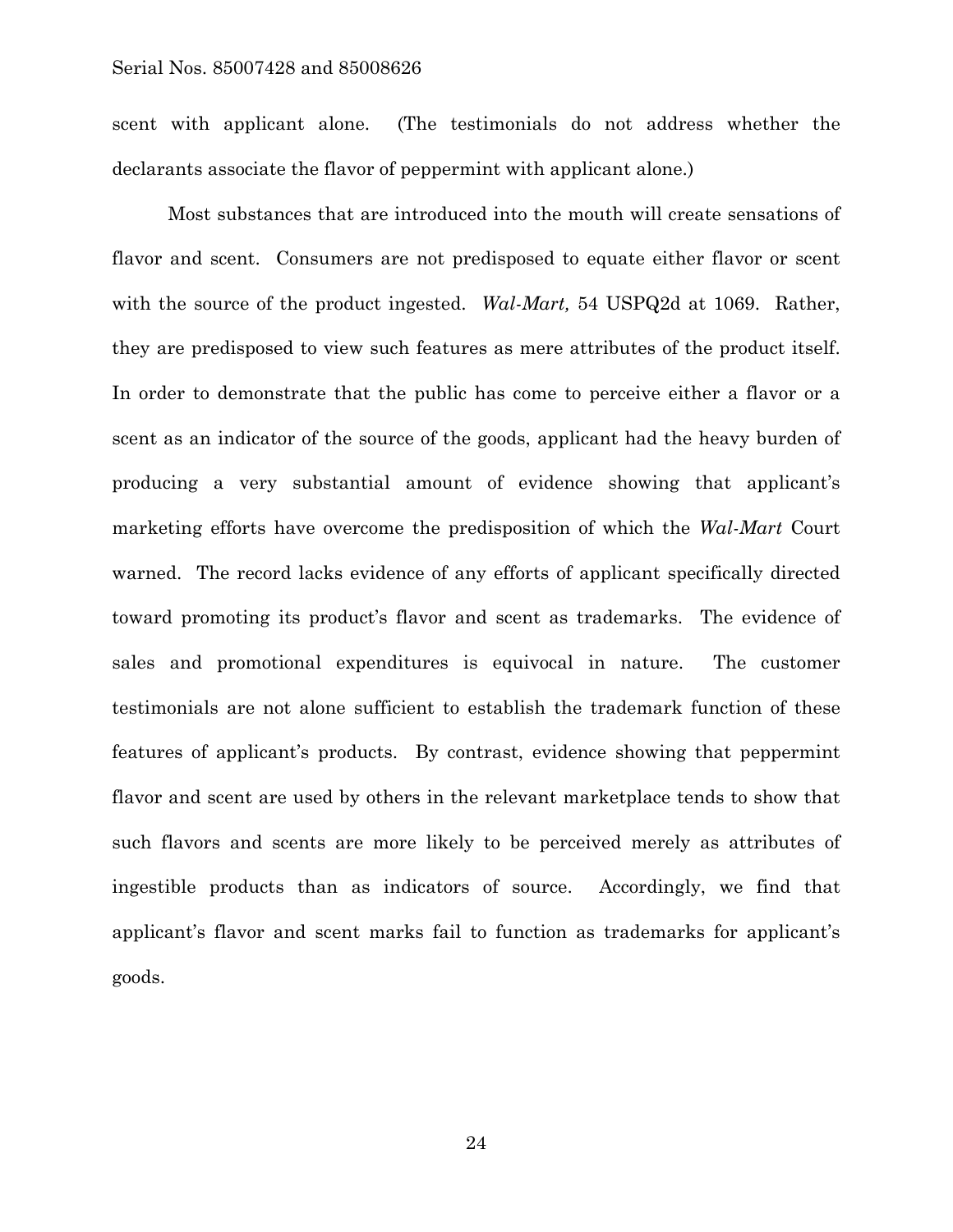scent with applicant alone. (The testimonials do not address whether the declarants associate the flavor of peppermint with applicant alone.)

Most substances that are introduced into the mouth will create sensations of flavor and scent. Consumers are not predisposed to equate either flavor or scent with the source of the product ingested. *Wal-Mart,* 54 USPQ2d at 1069. Rather, they are predisposed to view such features as mere attributes of the product itself. In order to demonstrate that the public has come to perceive either a flavor or a scent as an indicator of the source of the goods, applicant had the heavy burden of producing a very substantial amount of evidence showing that applicant's marketing efforts have overcome the predisposition of which the *Wal-Mart* Court warned. The record lacks evidence of any efforts of applicant specifically directed toward promoting its product's flavor and scent as trademarks. The evidence of sales and promotional expenditures is equivocal in nature. The customer testimonials are not alone sufficient to establish the trademark function of these features of applicant's products. By contrast, evidence showing that peppermint flavor and scent are used by others in the relevant marketplace tends to show that such flavors and scents are more likely to be perceived merely as attributes of ingestible products than as indicators of source. Accordingly, we find that applicant's flavor and scent marks fail to function as trademarks for applicant's goods.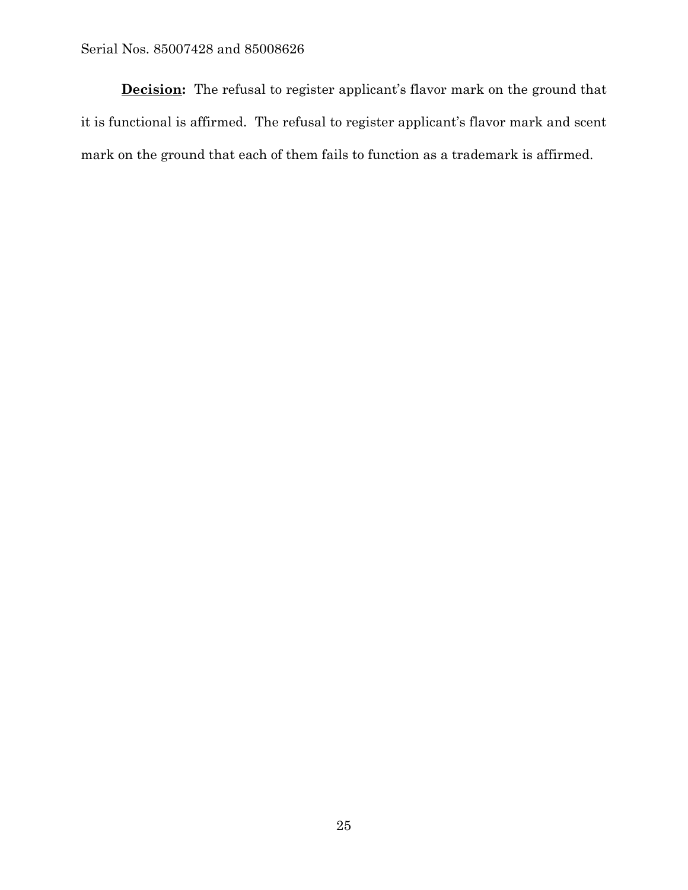**Decision:** The refusal to register applicant's flavor mark on the ground that it is functional is affirmed. The refusal to register applicant's flavor mark and scent mark on the ground that each of them fails to function as a trademark is affirmed.